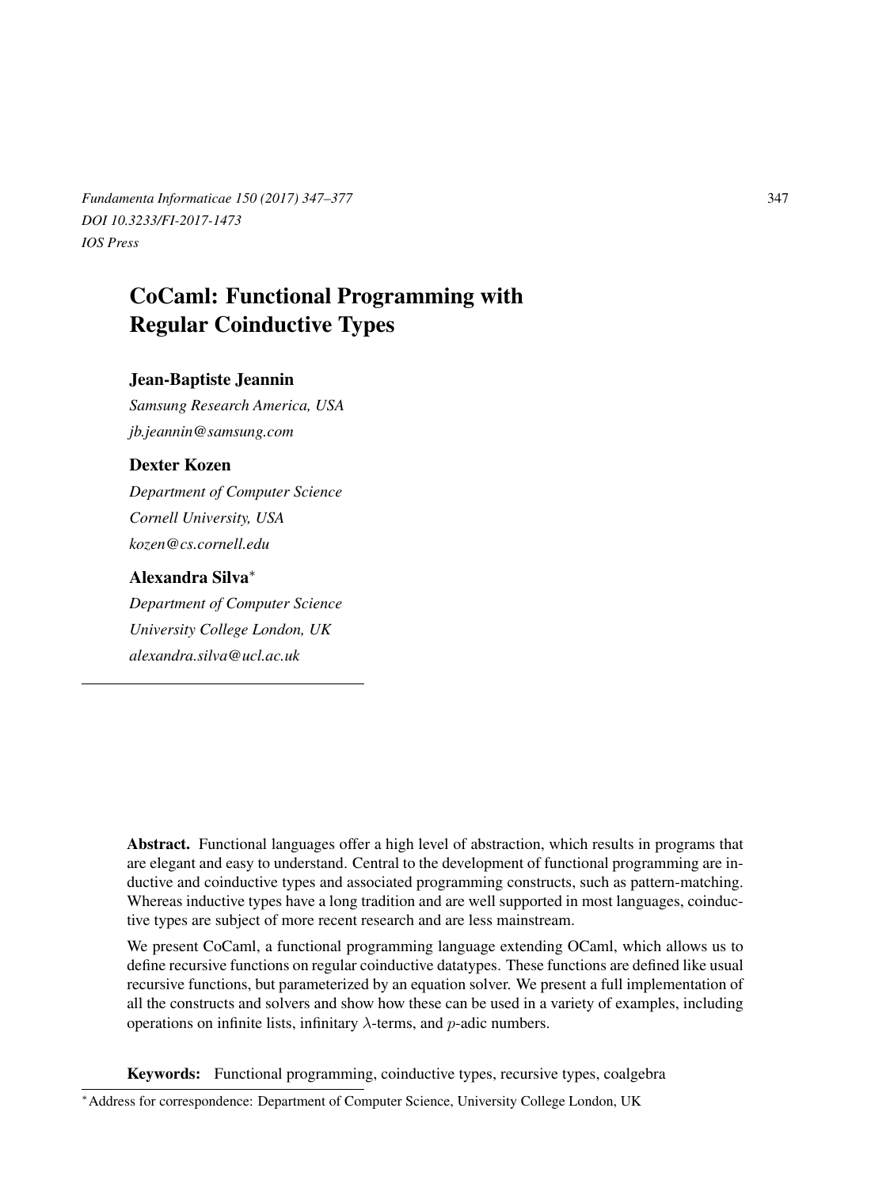# CoCaml: Functional Programming with Regular Coinductive Types

**Jean-Baptiste Jeannin**

*Samsung Research America, USA*

*jb.jeannin@samsung.com*

**Dexter Kozen**

*Department of Computer Science*

*Cornell University, USA*

*kozen@cs.cornell.edu*

**Alexandra Silva***

*Department of Computer Science*

*University College London, UK*

*alexandra.silva@ucl.ac.uk*

**Abstract.** Functional languages offer a high level of abstraction, which results in programs that are elegant and easy to understand. Central to the development of functional programming are inductive and coinductive types and associated programming constructs, such as pattern-matching. Whereas inductive types have a long tradition and are well supported in most languages, coinductive types are subject of more recent research and are less mainstream.

We present CoCaml, a functional programming language extending OCaml, which allows us to define recursive functions on regular coinductive datatypes. These functions are defined like usual recursive functions, but parameterized by an equation solver. We present a full implementation of all the constructs and solvers and show how these can be used in a variety of examples, including operations on infinite lists, infinitary $\lambda$-terms, and $p$-adic numbers.

**Keywords:** Functional programming, coinductive types, recursive types, coalgebra

*Address for correspondence: Department of Computer Science, University College London, UK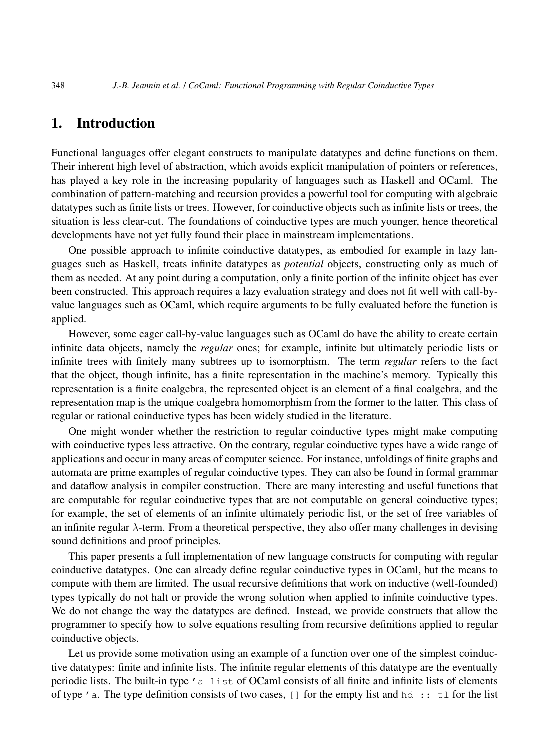## 1. Introduction

Functional languages offer elegant constructs to manipulate datatypes and define functions on them. Their inherent high level of abstraction, which avoids explicit manipulation of pointers or references, has played a key role in the increasing popularity of languages such as Haskell and OCaml. The combination of pattern-matching and recursion provides a powerful tool for computing with algebraic datatypes such as finite lists or trees. However, for coinductive objects such as infinite lists or trees, the situation is less clear-cut. The foundations of coinductive types are much younger, hence theoretical developments have not yet fully found their place in mainstream implementations.

One possible approach to infinite coinductive datatypes, as embodied for example in lazy languages such as Haskell, treats infinite datatypes as *potential* objects, constructing only as much of them as needed. At any point during a computation, only a finite portion of the infinite object has ever been constructed. This approach requires a lazy evaluation strategy and does not fit well with call-by-value languages such as OCaml, which require arguments to be fully evaluated before the function is applied.

However, some eager call-by-value languages such as OCaml do have the ability to create certain infinite data objects, namely the *regular* ones; for example, infinite but ultimately periodic lists or infinite trees with finitely many subtrees up to isomorphism. The term *regular* refers to the fact that the object, though infinite, has a finite representation in the machine's memory. Typically this representation is a finite coalgebra, the represented object is an element of a final coalgebra, and the representation map is the unique coalgebra homomorphism from the former to the latter. This class of regular or rational coinductive types has been widely studied in the literature.

One might wonder whether the restriction to regular coinductive types might make computing with coinductive types less attractive. On the contrary, regular coinductive types have a wide range of applications and occur in many areas of computer science. For instance, unfoldings of finite graphs and automata are prime examples of regular coinductive types. They can also be found in formal grammar and dataflow analysis in compiler construction. There are many interesting and useful functions that are computable for regular coinductive types that are not computable on general coinductive types; for example, the set of elements of an infinite ultimately periodic list, or the set of free variables of an infinite regular $\lambda$-term. From a theoretical perspective, they also offer many challenges in devising sound definitions and proof principles.

This paper presents a full implementation of new language constructs for computing with regular coinductive datatypes. One can already define regular coinductive types in OCaml, but the means to compute with them are limited. The usual recursive definitions that work on inductive (well-founded) types typically do not halt or provide the wrong solution when applied to infinite coinductive types. We do not change the way the datatypes are defined. Instead, we provide constructs that allow the programmer to specify how to solve equations resulting from recursive definitions applied to regular coinductive objects.

Let us provide some motivation using an example of a function over one of the simplest coinductive datatypes: finite and infinite lists. The infinite regular elements of this datatype are the eventually periodic lists. The built-in type `'a list` of OCaml consists of all finite and infinite lists of elements of type `'a`. The type definition consists of two cases, `[]` for the empty list and `hd :: tl` for the list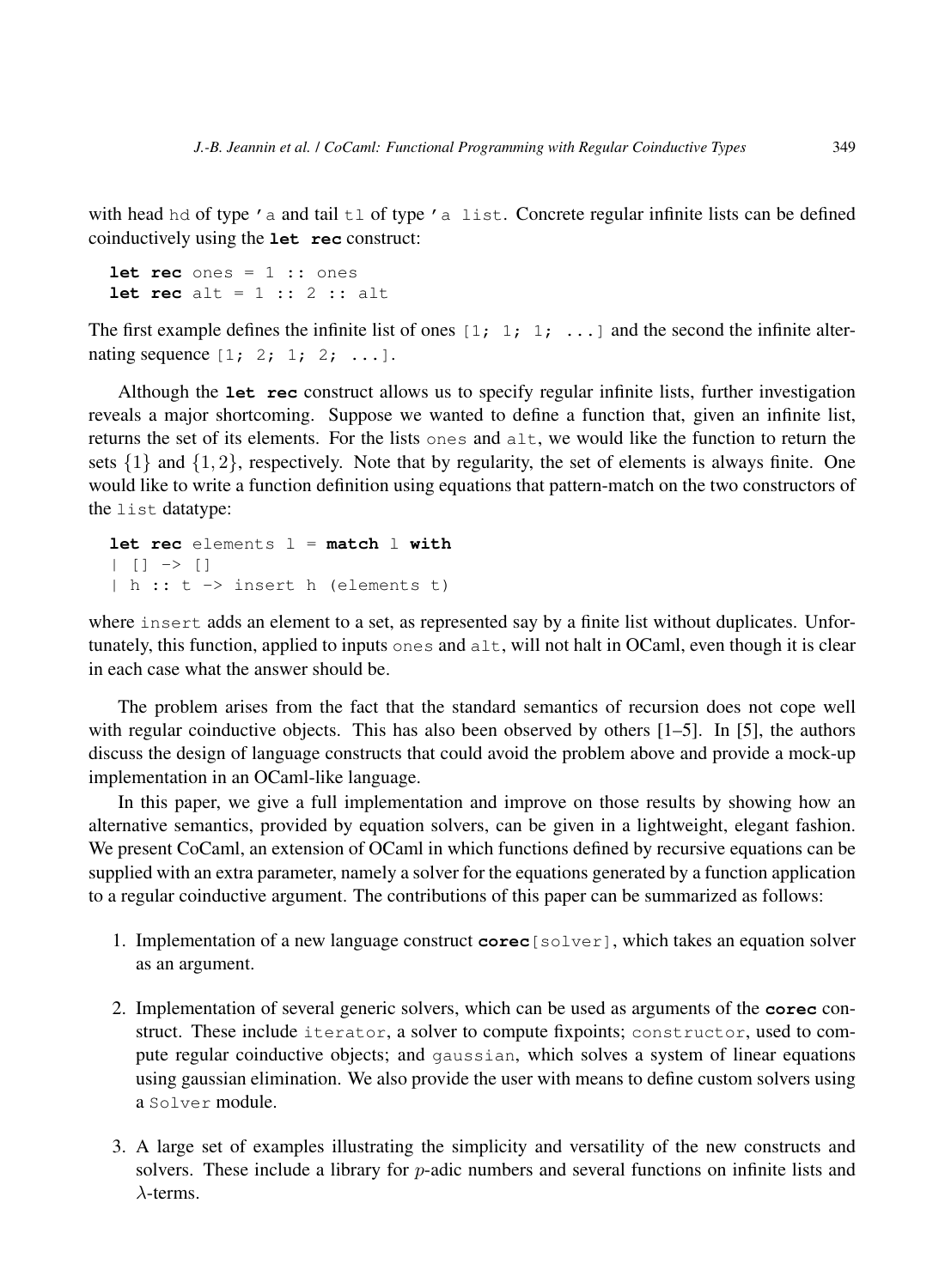with head `hd` of type `'a` and tail `tl` of type `'a list`. Concrete regular infinite lists can be defined coinductively using the **`let rec`** construct:

```
let rec ones = 1 :: ones
let rec alt = 1 :: 2 :: alt
```

The first example defines the infinite list of ones `[1; 1; 1; ...]` and the second the infinite alternating sequence `[1; 2; 1; 2; ...]`.

Although the **`let rec`** construct allows us to specify regular infinite lists, further investigation reveals a major shortcoming. Suppose we wanted to define a function that, given an infinite list, returns the set of its elements. For the lists `ones` and `alt`, we would like the function to return the sets $\{1\}$ and $\{1, 2\}$, respectively. Note that by regularity, the set of elements is always finite. One would like to write a function definition using equations that pattern-match on the two constructors of the `list` datatype:

```
let rec elements l = match l with
| [] -> []
| h :: t -> insert h (elements t)
```

where `insert` adds an element to a set, as represented say by a finite list without duplicates. Unfortunately, this function, applied to inputs `ones` and `alt`, will not halt in OCaml, even though it is clear in each case what the answer should be.

The problem arises from the fact that the standard semantics of recursion does not cope well with regular coinductive objects. This has also been observed by others [1–5]. In [5], the authors discuss the design of language constructs that could avoid the problem above and provide a mock-up implementation in an OCaml-like language.

In this paper, we give a full implementation and improve on those results by showing how an alternative semantics, provided by equation solvers, can be given in a lightweight, elegant fashion. We present CoCaml, an extension of OCaml in which functions defined by recursive equations can be supplied with an extra parameter, namely a solver for the equations generated by a function application to a regular coinductive argument. The contributions of this paper can be summarized as follows:

1. Implementation of a new language construct **`corec`**`[solver]`, which takes an equation solver as an argument.

2. Implementation of several generic solvers, which can be used as arguments of the **`corec`** construct. These include `iterator`, a solver to compute fixpoints; `constructor`, used to compute regular coinductive objects; and `gaussian`, which solves a system of linear equations using gaussian elimination. We also provide the user with means to define custom solvers using a `Solver` module.

3. A large set of examples illustrating the simplicity and versatility of the new constructs and solvers. These include a library for $p$-adic numbers and several functions on infinite lists and $\lambda$-terms.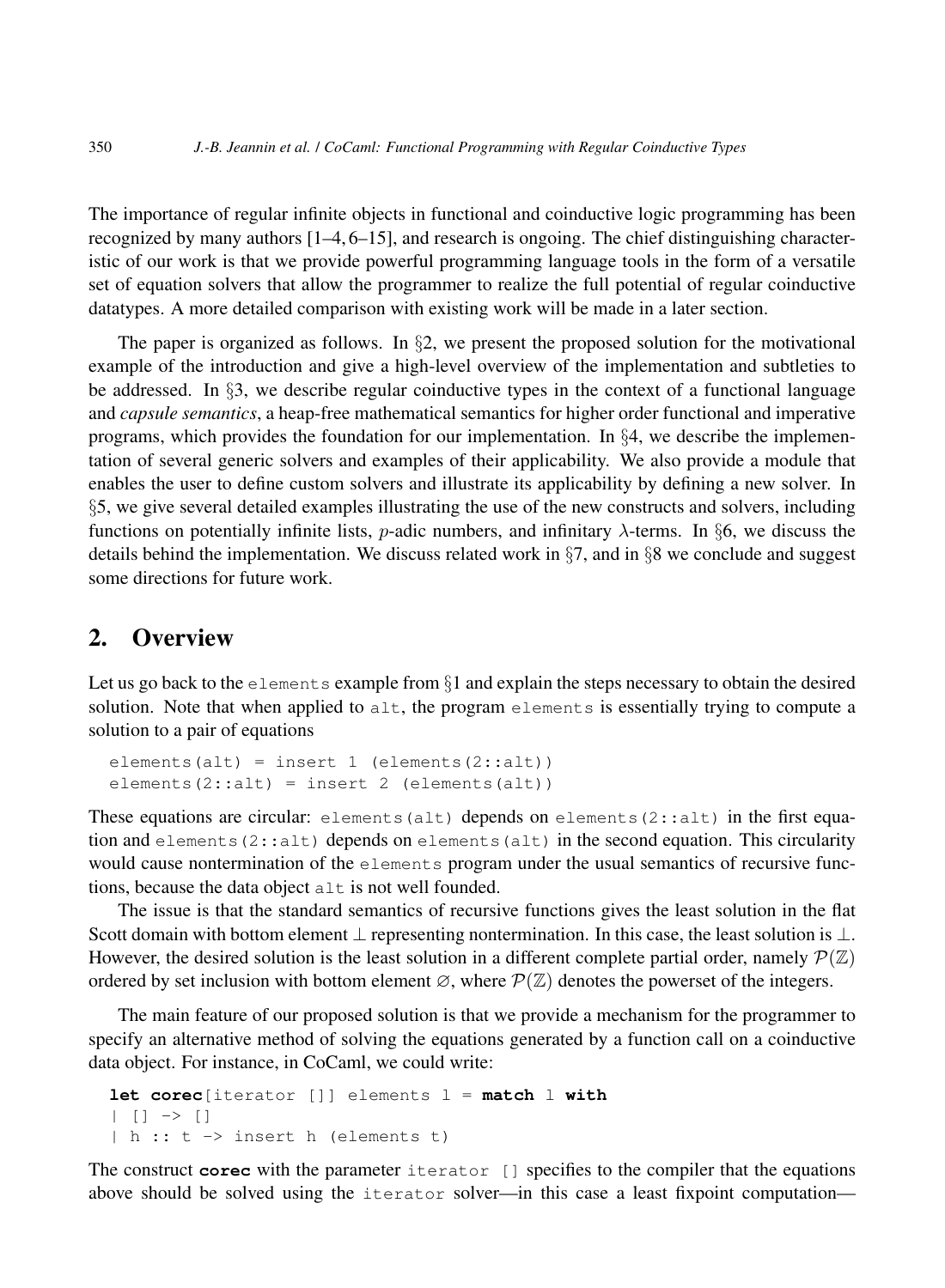The importance of regular infinite objects in functional and coinductive logic programming has been recognized by many authors [1–4, 6–15], and research is ongoing. The chief distinguishing characteristic of our work is that we provide powerful programming language tools in the form of a versatile set of equation solvers that allow the programmer to realize the full potential of regular coinductive datatypes. A more detailed comparison with existing work will be made in a later section.

The paper is organized as follows. In §2, we present the proposed solution for the motivational example of the introduction and give a high-level overview of the implementation and subtleties to be addressed. In §3, we describe regular coinductive types in the context of a functional language and *capsule semantics*, a heap-free mathematical semantics for higher order functional and imperative programs, which provides the foundation for our implementation. In §4, we describe the implementation of several generic solvers and examples of their applicability. We also provide a module that enables the user to define custom solvers and illustrate its applicability by defining a new solver. In §5, we give several detailed examples illustrating the use of the new constructs and solvers, including functions on potentially infinite lists, $p$-adic numbers, and infinitary $\lambda$-terms. In §6, we discuss the details behind the implementation. We discuss related work in §7, and in §8 we conclude and suggest some directions for future work.

## 2. Overview

Let us go back to the `elements` example from §1 and explain the steps necessary to obtain the desired solution. Note that when applied to `alt`, the program `elements` is essentially trying to compute a solution to a pair of equations

```
elements(alt) = insert 1 (elements(2::alt))
elements(2::alt) = insert 2 (elements(alt))
```

These equations are circular: `elements(alt)` depends on `elements(2::alt)` in the first equation and `elements(2::alt)` depends on `elements(alt)` in the second equation. This circularity would cause nontermination of the `elements` program under the usual semantics of recursive functions, because the data object `alt` is not well founded.

The issue is that the standard semantics of recursive functions gives the least solution in the flat Scott domain with bottom element $\perp$ representing nontermination. In this case, the least solution is $\perp$. However, the desired solution is the least solution in a different complete partial order, namely $\mathcal{P}(\mathbb{Z})$ ordered by set inclusion with bottom element $\varnothing$, where $\mathcal{P}(\mathbb{Z})$ denotes the powerset of the integers.

The main feature of our proposed solution is that we provide a mechanism for the programmer to specify an alternative method of solving the equations generated by a function call on a coinductive data object. For instance, in CoCaml, we could write:

```
let corec[iterator []] elements l = match l with
| [] -> []
| h :: t -> insert h (elements t)
```

The construct **corec** with the parameter `iterator []` specifies to the compiler that the equations above should be solved using the `iterator` solver—in this case a least fixpoint computation—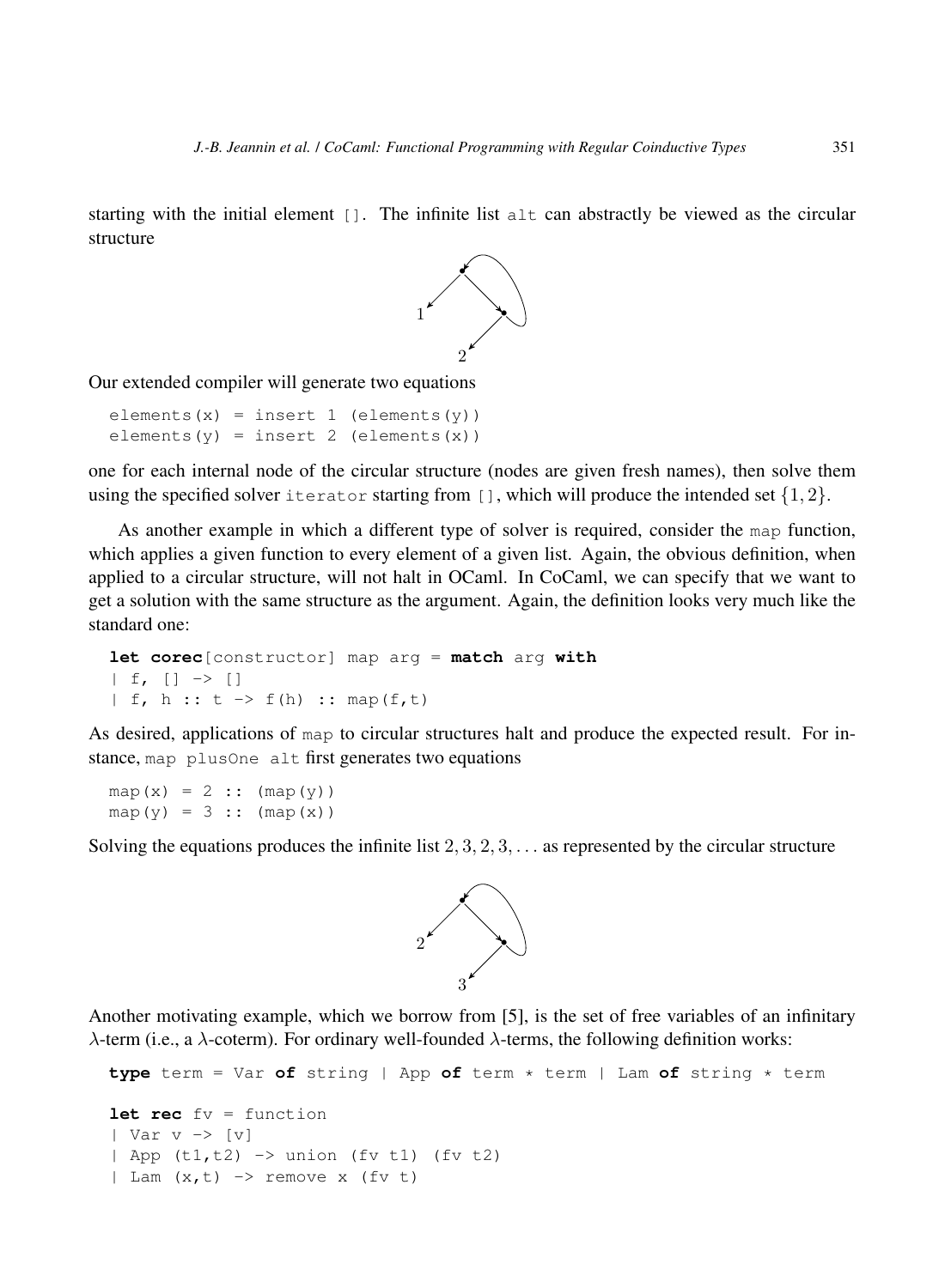starting with the initial element `[]`. The infinite list `alt` can abstractly be viewed as the circular structure

Our extended compiler will generate two equations

```
elements(x) = insert 1 (elements(y))
elements(y) = insert 2 (elements(x))
```

one for each internal node of the circular structure (nodes are given fresh names), then solve them using the specified solver `iterator` starting from `[]`, which will produce the intended set $\{1, 2\}$.

As another example in which a different type of solver is required, consider the `map` function, which applies a given function to every element of a given list. Again, the obvious definition, when applied to a circular structure, will not halt in OCaml. In CoCaml, we can specify that we want to get a solution with the same structure as the argument. Again, the definition looks very much like the standard one:

```
let corec[constructor] map arg = match arg with
| f, [] -> []
| f, h :: t -> f(h) :: map(f,t)
```

As desired, applications of `map` to circular structures halt and produce the expected result. For instance, `map plusOne alt` first generates two equations

```
map(x) = 2 :: (map(y))
map(y) = 3 :: (map(x))
```

Solving the equations produces the infinite list $2, 3, 2, 3, \ldots$ as represented by the circular structure

Another motivating example, which we borrow from [5], is the set of free variables of an infinitary $\lambda$-term (i.e., a $\lambda$-coterm). For ordinary well-founded $\lambda$-terms, the following definition works:

```
type term = Var of string | App of term * term | Lam of string * term

let rec fv = function
| Var v -> [v]
| App (t1,t2) -> union (fv t1) (fv t2)
| Lam (x,t) -> remove x (fv t)
```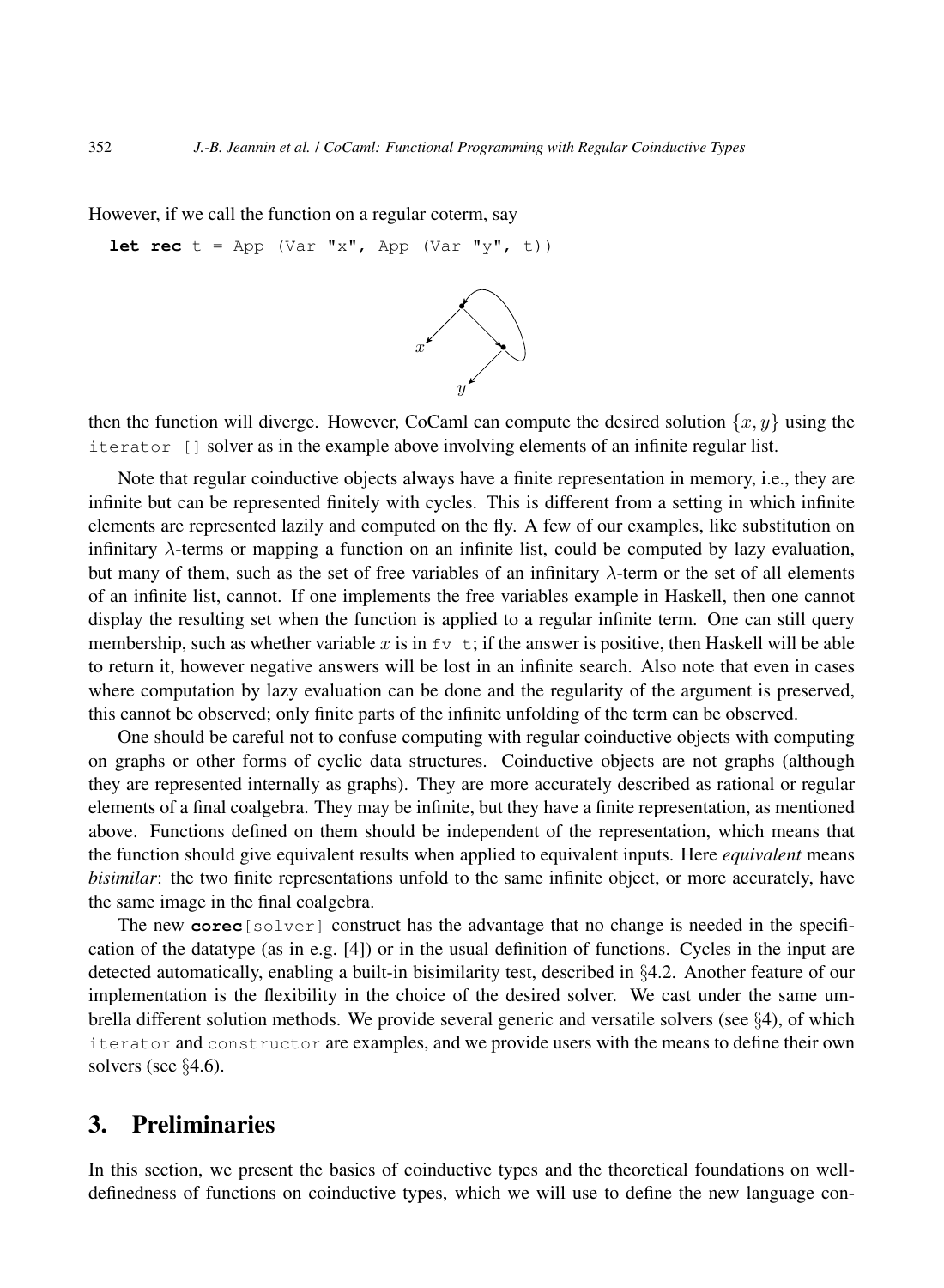However, if we call the function on a regular coterm, say

```
let rec t = App (Var "x", App (Var "y", t))
```

then the function will diverge. However, CoCaml can compute the desired solution $\{x, y\}$ using the `iterator []` solver as in the example above involving elements of an infinite regular list.

Note that regular coinductive objects always have a finite representation in memory, i.e., they are infinite but can be represented finitely with cycles. This is different from a setting in which infinite elements are represented lazily and computed on the fly. A few of our examples, like substitution on infinitary $\lambda$-terms or mapping a function on an infinite list, could be computed by lazy evaluation, but many of them, such as the set of free variables of an infinitary $\lambda$-term or the set of all elements of an infinite list, cannot. If one implements the free variables example in Haskell, then one cannot display the resulting set when the function is applied to a regular infinite term. One can still query membership, such as whether variable $x$ is in `fv t`; if the answer is positive, then Haskell will be able to return it, however negative answers will be lost in an infinite search. Also note that even in cases where computation by lazy evaluation can be done and the regularity of the argument is preserved, this cannot be observed; only finite parts of the infinite unfolding of the term can be observed.

One should be careful not to confuse computing with regular coinductive objects with computing on graphs or other forms of cyclic data structures. Coinductive objects are not graphs (although they are represented internally as graphs). They are more accurately described as rational or regular elements of a final coalgebra. They may be infinite, but they have a finite representation, as mentioned above. Functions defined on them should be independent of the representation, which means that the function should give equivalent results when applied to equivalent inputs. Here *equivalent* means *bisimilar*: the two finite representations unfold to the same infinite object, or more accurately, have the same image in the final coalgebra.

The new **corec**`[solver]` construct has the advantage that no change is needed in the specification of the datatype (as in e.g. [4]) or in the usual definition of functions. Cycles in the input are detected automatically, enabling a built-in bisimilarity test, described in §4.2. Another feature of our implementation is the flexibility in the choice of the desired solver. We cast under the same umbrella different solution methods. We provide several generic and versatile solvers (see §4), of which `iterator` and `constructor` are examples, and we provide users with the means to define their own solvers (see §4.6).

## 3. Preliminaries

In this section, we present the basics of coinductive types and the theoretical foundations on well-definedness of functions on coinductive types, which we will use to define the new language con-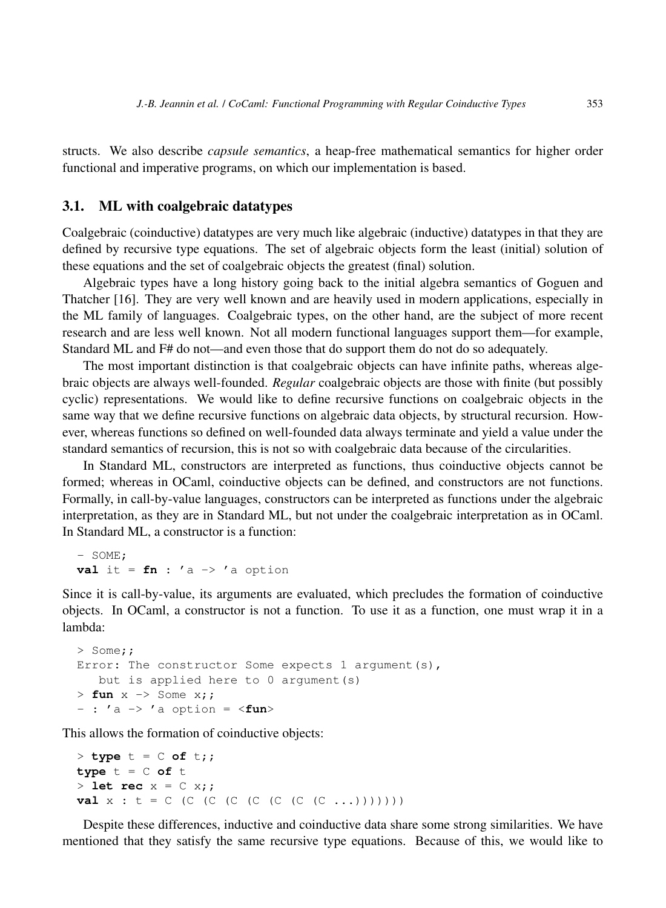structs. We also describe *capsule semantics*, a heap-free mathematical semantics for higher order functional and imperative programs, on which our implementation is based.

### 3.1. ML with coalgebraic datatypes

Coalgebraic (coinductive) datatypes are very much like algebraic (inductive) datatypes in that they are defined by recursive type equations. The set of algebraic objects form the least (initial) solution of these equations and the set of coalgebraic objects the greatest (final) solution.

Algebraic types have a long history going back to the initial algebra semantics of Goguen and Thatcher [16]. They are very well known and are heavily used in modern applications, especially in the ML family of languages. Coalgebraic types, on the other hand, are the subject of more recent research and are less well known. Not all modern functional languages support them—for example, Standard ML and F# do not—and even those that do support them do not do so adequately.

The most important distinction is that coalgebraic objects can have infinite paths, whereas algebraic objects are always well-founded. *Regular* coalgebraic objects are those with finite (but possibly cyclic) representations. We would like to define recursive functions on coalgebraic objects in the same way that we define recursive functions on algebraic data objects, by structural recursion. However, whereas functions so defined on well-founded data always terminate and yield a value under the standard semantics of recursion, this is not so with coalgebraic data because of the circularities.

In Standard ML, constructors are interpreted as functions, thus coinductive objects cannot be formed; whereas in OCaml, coinductive objects can be defined, and constructors are not functions. Formally, in call-by-value languages, constructors can be interpreted as functions under the algebraic interpretation, as they are in Standard ML, but not under the coalgebraic interpretation as in OCaml. In Standard ML, a constructor is a function:

```
- SOME;
val it = fn : 'a -> 'a option
```

Since it is call-by-value, its arguments are evaluated, which precludes the formation of coinductive objects. In OCaml, a constructor is not a function. To use it as a function, one must wrap it in a lambda:

```
> Some;;
Error: The constructor Some expects 1 argument(s),
   but is applied here to 0 argument(s)
> fun x -> Some x;;
- : 'a -> 'a option = <fun>
```

This allows the formation of coinductive objects:

```
> type t = C of t;;
type t = C of t
> let rec x = C x;;
val x : t = C (C (C (C (C (C (C (C ...)))))))
```

Despite these differences, inductive and coinductive data share some strong similarities. We have mentioned that they satisfy the same recursive type equations. Because of this, we would like to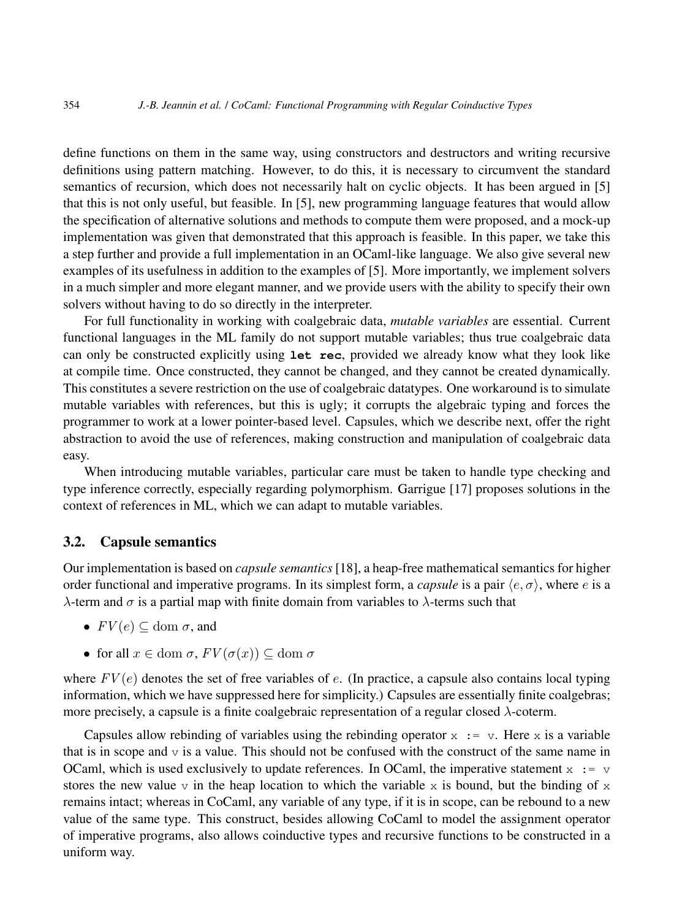define functions on them in the same way, using constructors and destructors and writing recursive definitions using pattern matching. However, to do this, it is necessary to circumvent the standard semantics of recursion, which does not necessarily halt on cyclic objects. It has been argued in [5] that this is not only useful, but feasible. In [5], new programming language features that would allow the specification of alternative solutions and methods to compute them were proposed, and a mock-up implementation was given that demonstrated that this approach is feasible. In this paper, we take this a step further and provide a full implementation in an OCaml-like language. We also give several new examples of its usefulness in addition to the examples of [5]. More importantly, we implement solvers in a much simpler and more elegant manner, and we provide users with the ability to specify their own solvers without having to do so directly in the interpreter.

For full functionality in working with coalgebraic data, *mutable variables* are essential. Current functional languages in the ML family do not support mutable variables; thus true coalgebraic data can only be constructed explicitly using **`let rec`**, provided we already know what they look like at compile time. Once constructed, they cannot be changed, and they cannot be created dynamically. This constitutes a severe restriction on the use of coalgebraic datatypes. One workaround is to simulate mutable variables with references, but this is ugly; it corrupts the algebraic typing and forces the programmer to work at a lower pointer-based level. Capsules, which we describe next, offer the right abstraction to avoid the use of references, making construction and manipulation of coalgebraic data easy.

When introducing mutable variables, particular care must be taken to handle type checking and type inference correctly, especially regarding polymorphism. Garrigue [17] proposes solutions in the context of references in ML, which we can adapt to mutable variables.

### 3.2. Capsule semantics

Our implementation is based on *capsule semantics* [18], a heap-free mathematical semantics for higher order functional and imperative programs. In its simplest form, a *capsule* is a pair $\langle e, \sigma \rangle$, where $e$ is a $\lambda$-term and $\sigma$ is a partial map with finite domain from variables to $\lambda$-terms such that

- $FV(e) \subseteq \mathrm{dom}\ \sigma$, and
- for all $x \in \mathrm{dom}\ \sigma$, $FV(\sigma(x)) \subseteq \mathrm{dom}\ \sigma$

where $FV(e)$ denotes the set of free variables of $e$. (In practice, a capsule also contains local typing information, which we have suppressed here for simplicity.) Capsules are essentially finite coalgebras; more precisely, a capsule is a finite coalgebraic representation of a regular closed $\lambda$-coterm.

Capsules allow rebinding of variables using the rebinding operator `x := v`. Here `x` is a variable that is in scope and `v` is a value. This should not be confused with the construct of the same name in OCaml, which is used exclusively to update references. In OCaml, the imperative statement `x := v` stores the new value `v` in the heap location to which the variable `x` is bound, but the binding of `x` remains intact; whereas in CoCaml, any variable of any type, if it is in scope, can be rebound to a new value of the same type. This construct, besides allowing CoCaml to model the assignment operator of imperative programs, also allows coinductive types and recursive functions to be constructed in a uniform way.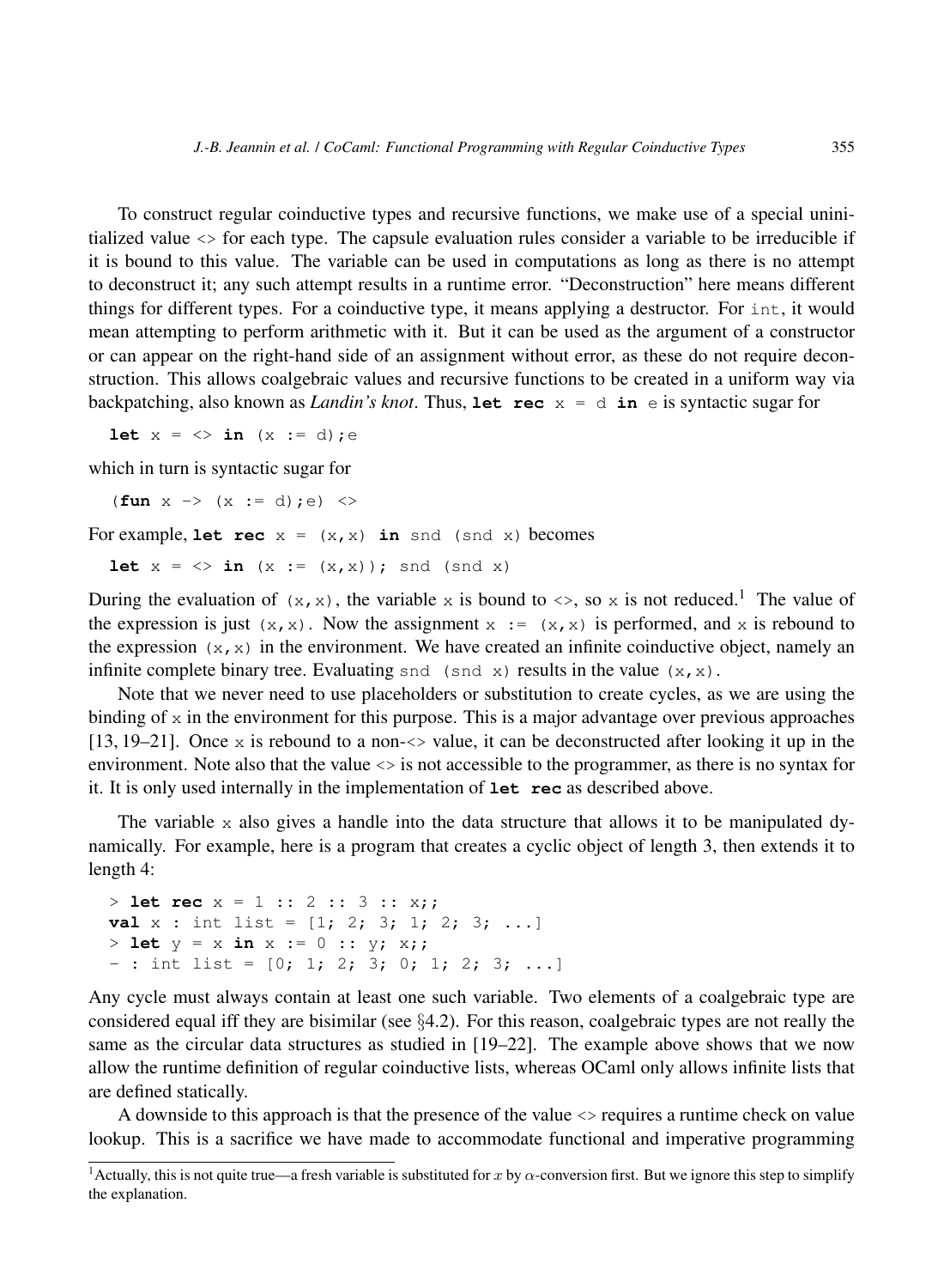To construct regular coinductive types and recursive functions, we make use of a special uninitialized value `<>` for each type. The capsule evaluation rules consider a variable to be irreducible if it is bound to this value. The variable can be used in computations as long as there is no attempt to deconstruct it; any such attempt results in a runtime error. "Deconstruction" here means different things for different types. For a coinductive type, it means applying a destructor. For `int`, it would mean attempting to perform arithmetic with it. But it can be used as the argument of a constructor or can appear on the right-hand side of an assignment without error, as these do not require deconstruction. This allows coalgebraic values and recursive functions to be created in a uniform way via backpatching, also known as *Landin's knot*. Thus, **`let rec`** `x = d` **`in`** `e` is syntactic sugar for

```
let x = <> in (x := d);e
```

which in turn is syntactic sugar for

```
(fun x -> (x := d);e) <>
```

For example, **`let rec`** `x = (x,x)` **`in`** `snd (snd x)` becomes

```
let x = <> in (x := (x,x)); snd (snd x)
```

During the evaluation of `(x,x)`, the variable `x` is bound to `<>`, so `x` is not reduced.[1] The value of the expression is just `(x,x)`. Now the assignment `x := (x,x)` is performed, and `x` is rebound to the expression `(x,x)` in the environment. We have created an infinite coinductive object, namely an infinite complete binary tree. Evaluating `snd (snd x)` results in the value `(x,x)`.

Note that we never need to use placeholders or substitution to create cycles, as we are using the binding of `x` in the environment for this purpose. This is a major advantage over previous approaches [13, 19–21]. Once `x` is rebound to a non-`<>` value, it can be deconstructed after looking it up in the environment. Note also that the value `<>` is not accessible to the programmer, as there is no syntax for it. It is only used internally in the implementation of **`let rec`** as described above.

The variable `x` also gives a handle into the data structure that allows it to be manipulated dynamically. For example, here is a program that creates a cyclic object of length 3, then extends it to length 4:

```
> let rec x = 1 :: 2 :: 3 :: x;;
val x : int list = [1; 2; 3; 1; 2; 3; ...]
> let y = x in x := 0 :: y; x;;
- : int list = [0; 1; 2; 3; 0; 1; 2; 3; ...]
```

Any cycle must always contain at least one such variable. Two elements of a coalgebraic type are considered equal iff they are bisimilar (see §4.2). For this reason, coalgebraic types are not really the same as the circular data structures as studied in [19–22]. The example above shows that we now allow the runtime definition of regular coinductive lists, whereas OCaml only allows infinite lists that are defined statically.

A downside to this approach is that the presence of the value `<>` requires a runtime check on value lookup. This is a sacrifice we have made to accommodate functional and imperative programming

[1] Actually, this is not quite true—a fresh variable is substituted for $x$ by $\alpha$-conversion first. But we ignore this step to simplify the explanation.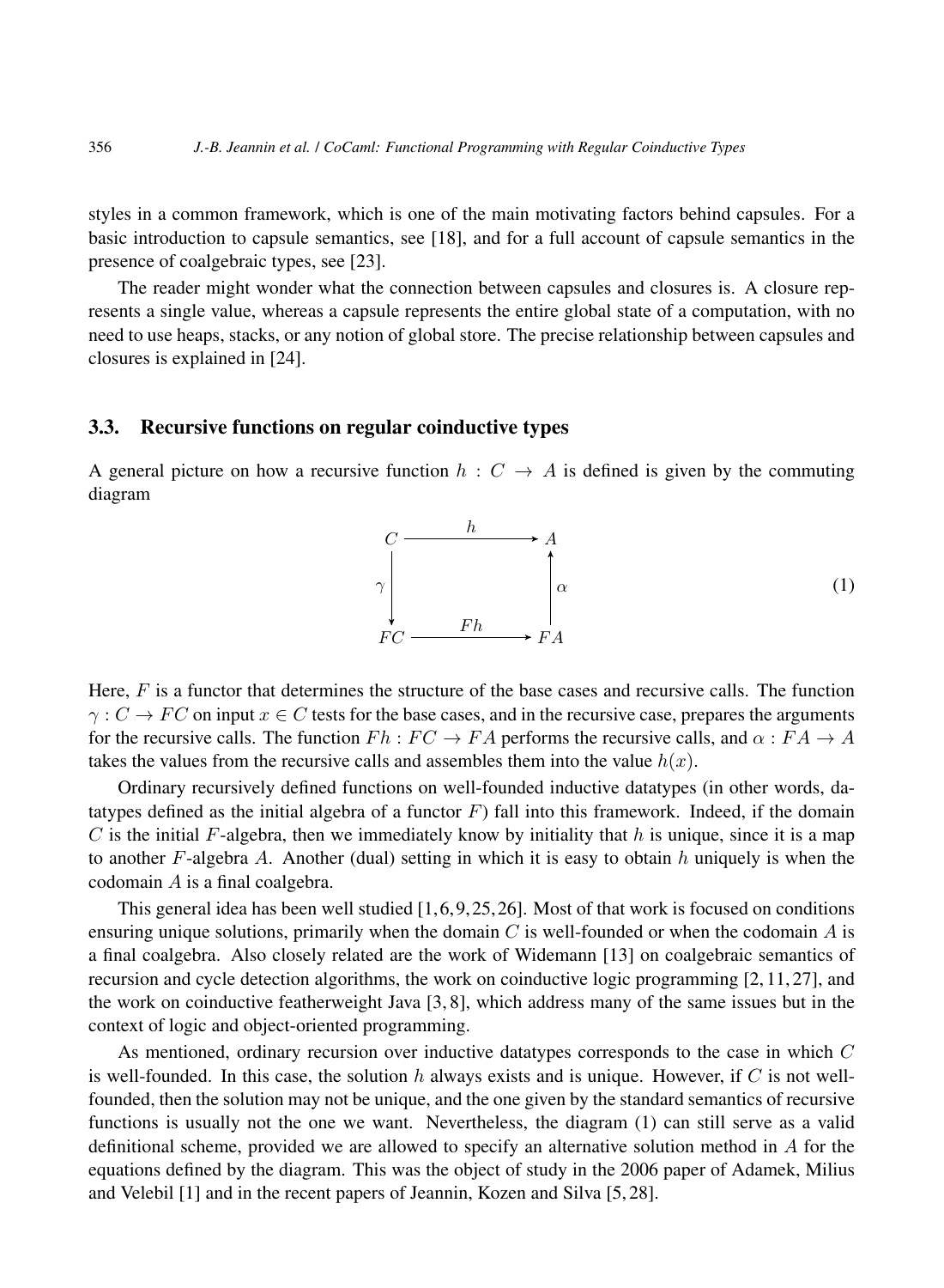styles in a common framework, which is one of the main motivating factors behind capsules. For a basic introduction to capsule semantics, see [18], and for a full account of capsule semantics in the presence of coalgebraic types, see [23].

The reader might wonder what the connection between capsules and closures is. A closure represents a single value, whereas a capsule represents the entire global state of a computation, with no need to use heaps, stacks, or any notion of global store. The precise relationship between capsules and closures is explained in [24].

### 3.3. Recursive functions on regular coinductive types

A general picture on how a recursive function $h : C \to A$ is defined is given by the commuting diagram

$$\begin{array}{ccc} C & \xrightarrow{\quad h \quad} & A \\ {\scriptstyle \gamma}\downarrow & & \uparrow{\scriptstyle \alpha} \\ FC & \xrightarrow{\quad Fh \quad} & FA \end{array} \tag{1}$$

Here, $F$ is a functor that determines the structure of the base cases and recursive calls. The function $\gamma : C \to FC$ on input $x \in C$ tests for the base cases, and in the recursive case, prepares the arguments for the recursive calls. The function $Fh : FC \to FA$ performs the recursive calls, and $\alpha : FA \to A$ takes the values from the recursive calls and assembles them into the value $h(x)$.

Ordinary recursively defined functions on well-founded inductive datatypes (in other words, datatypes defined as the initial algebra of a functor $F$) fall into this framework. Indeed, if the domain $C$ is the initial $F$-algebra, then we immediately know by initiality that $h$ is unique, since it is a map to another $F$-algebra $A$. Another (dual) setting in which it is easy to obtain $h$ uniquely is when the codomain $A$ is a final coalgebra.

This general idea has been well studied [1,6,9,25,26]. Most of that work is focused on conditions ensuring unique solutions, primarily when the domain $C$ is well-founded or when the codomain $A$ is a final coalgebra. Also closely related are the work of Widemann [13] on coalgebraic semantics of recursion and cycle detection algorithms, the work on coinductive logic programming [2,11,27], and the work on coinductive featherweight Java [3,8], which address many of the same issues but in the context of logic and object-oriented programming.

As mentioned, ordinary recursion over inductive datatypes corresponds to the case in which $C$ is well-founded. In this case, the solution $h$ always exists and is unique. However, if $C$ is not well-founded, then the solution may not be unique, and the one given by the standard semantics of recursive functions is usually not the one we want. Nevertheless, the diagram (1) can still serve as a valid definitional scheme, provided we are allowed to specify an alternative solution method in $A$ for the equations defined by the diagram. This was the object of study in the 2006 paper of Adamek, Milius and Velebil [1] and in the recent papers of Jeannin, Kozen and Silva [5,28].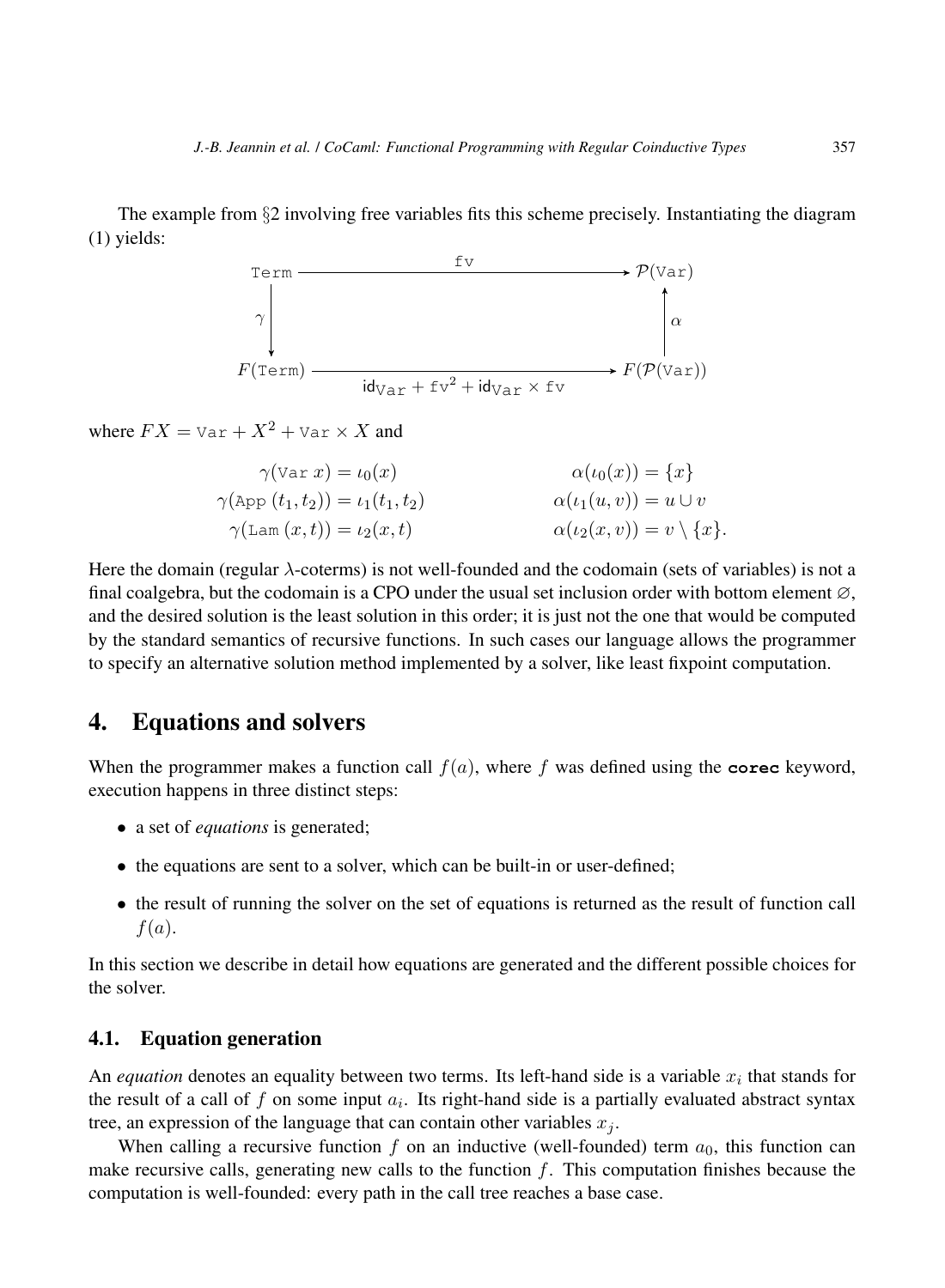The example from §2 involving free variables fits this scheme precisely. Instantiating the diagram (1) yields:

$$
\begin{array}{ccc}
\texttt{Term} & \xrightarrow{\quad \texttt{fv} \quad} & \mathcal{P}(\texttt{Var}) \\
\Big\downarrow \gamma & & \Big\uparrow \alpha \\
F(\texttt{Term}) & \xrightarrow[\mathsf{id}_{\texttt{Var}} + \texttt{fv}^2 + \mathsf{id}_{\texttt{Var}} \times \texttt{fv}]{} & F(\mathcal{P}(\texttt{Var}))
\end{array}
$$

where $FX = \texttt{Var} + X^2 + \texttt{Var} \times X$ and

$$
\begin{aligned}
\gamma(\texttt{Var}\ x) &= \iota_0(x) & \qquad \alpha(\iota_0(x)) &= \{x\} \\
\gamma(\texttt{App}\ (t_1, t_2)) &= \iota_1(t_1, t_2) & \qquad \alpha(\iota_1(u, v)) &= u \cup v \\
\gamma(\texttt{Lam}\ (x, t)) &= \iota_2(x, t) & \qquad \alpha(\iota_2(x, v)) &= v \setminus \{x\}.
\end{aligned}
$$

Here the domain (regular $\lambda$-coterms) is not well-founded and the codomain (sets of variables) is not a final coalgebra, but the codomain is a CPO under the usual set inclusion order with bottom element $\varnothing$, and the desired solution is the least solution in this order; it is just not the one that would be computed by the standard semantics of recursive functions. In such cases our language allows the programmer to specify an alternative solution method implemented by a solver, like least fixpoint computation.

## 4. Equations and solvers

When the programmer makes a function call $f(a)$, where $f$ was defined using the **corec** keyword, execution happens in three distinct steps:

- a set of *equations* is generated;
- the equations are sent to a solver, which can be built-in or user-defined;
- the result of running the solver on the set of equations is returned as the result of function call $f(a)$.

In this section we describe in detail how equations are generated and the different possible choices for the solver.

### 4.1. Equation generation

An *equation* denotes an equality between two terms. Its left-hand side is a variable $x_i$ that stands for the result of a call of $f$ on some input $a_i$. Its right-hand side is a partially evaluated abstract syntax tree, an expression of the language that can contain other variables $x_j$.

When calling a recursive function $f$ on an inductive (well-founded) term $a_0$, this function can make recursive calls, generating new calls to the function $f$. This computation finishes because the computation is well-founded: every path in the call tree reaches a base case.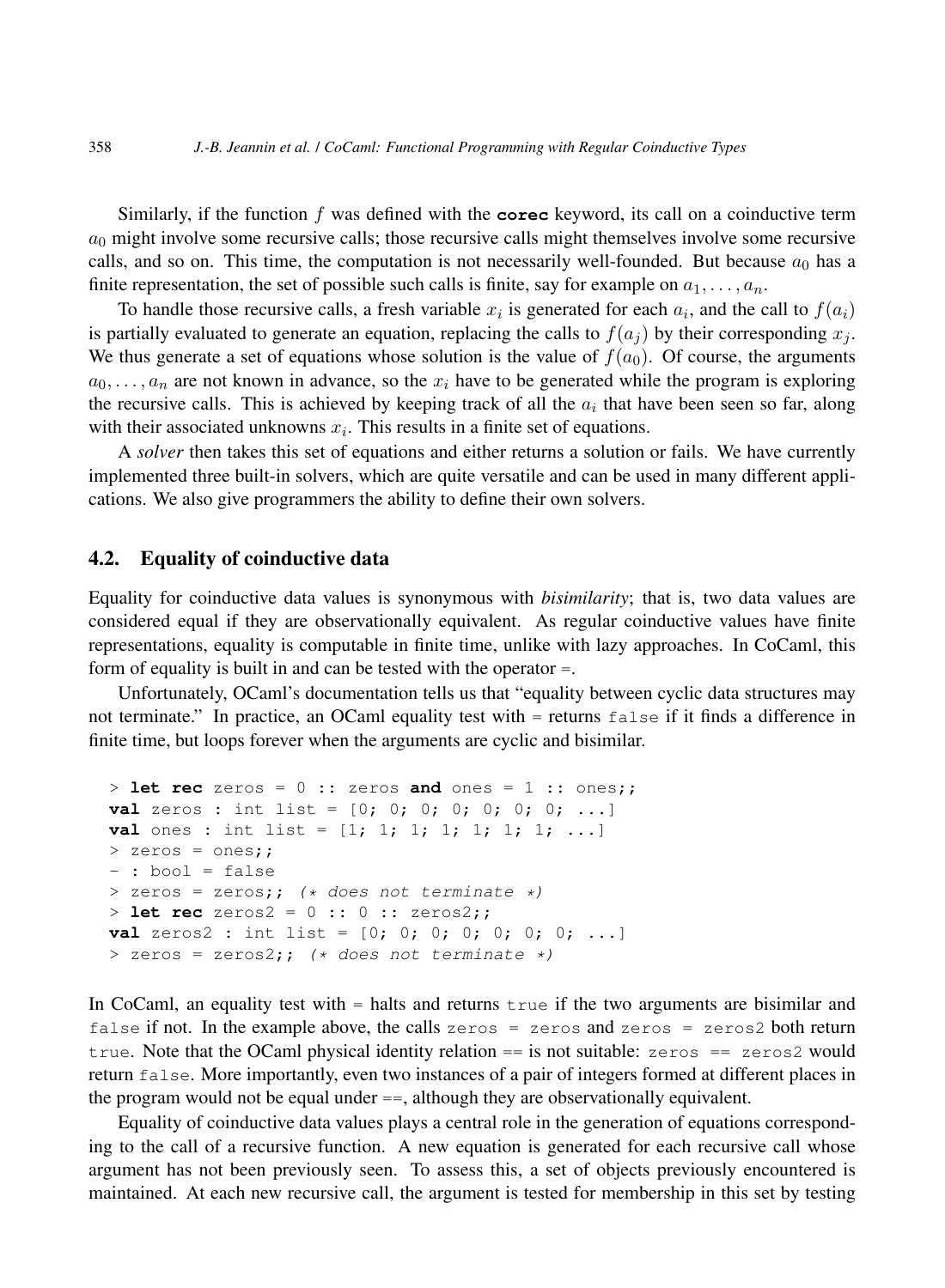Similarly, if the function $f$ was defined with the **corec** keyword, its call on a coinductive term $a_0$ might involve some recursive calls; those recursive calls might themselves involve some recursive calls, and so on. This time, the computation is not necessarily well-founded. But because $a_0$ has a finite representation, the set of possible such calls is finite, say for example on $a_1, \ldots, a_n$.

To handle those recursive calls, a fresh variable $x_i$ is generated for each $a_i$, and the call to $f(a_i)$ is partially evaluated to generate an equation, replacing the calls to $f(a_j)$ by their corresponding $x_j$. We thus generate a set of equations whose solution is the value of $f(a_0)$. Of course, the arguments $a_0, \ldots, a_n$ are not known in advance, so the $x_i$ have to be generated while the program is exploring the recursive calls. This is achieved by keeping track of all the $a_i$ that have been seen so far, along with their associated unknowns $x_i$. This results in a finite set of equations.

A *solver* then takes this set of equations and either returns a solution or fails. We have currently implemented three built-in solvers, which are quite versatile and can be used in many different applications. We also give programmers the ability to define their own solvers.

## 4.2. Equality of coinductive data

Equality for coinductive data values is synonymous with *bisimilarity*; that is, two data values are considered equal if they are observationally equivalent. As regular coinductive values have finite representations, equality is computable in finite time, unlike with lazy approaches. In CoCaml, this form of equality is built in and can be tested with the operator `=`.

Unfortunately, OCaml's documentation tells us that "equality between cyclic data structures may not terminate." In practice, an OCaml equality test with `=` returns `false` if it finds a difference in finite time, but loops forever when the arguments are cyclic and bisimilar.

```
> let rec zeros = 0 :: zeros and ones = 1 :: ones;;
val zeros : int list = [0; 0; 0; 0; 0; 0; 0; ...]
val ones : int list = [1; 1; 1; 1; 1; 1; 1; ...]
> zeros = ones;;
- : bool = false
> zeros = zeros;; (* does not terminate *)
> let rec zeros2 = 0 :: 0 :: zeros2;;
val zeros2 : int list = [0; 0; 0; 0; 0; 0; 0; ...]
> zeros = zeros2;; (* does not terminate *)
```

In CoCaml, an equality test with `=` halts and returns `true` if the two arguments are bisimilar and `false` if not. In the example above, the calls `zeros = zeros` and `zeros = zeros2` both return `true`. Note that the OCaml physical identity relation `==` is not suitable: `zeros == zeros2` would return `false`. More importantly, even two instances of a pair of integers formed at different places in the program would not be equal under `==`, although they are observationally equivalent.

Equality of coinductive data values plays a central role in the generation of equations corresponding to the call of a recursive function. A new equation is generated for each recursive call whose argument has not been previously seen. To assess this, a set of objects previously encountered is maintained. At each new recursive call, the argument is tested for membership in this set by testing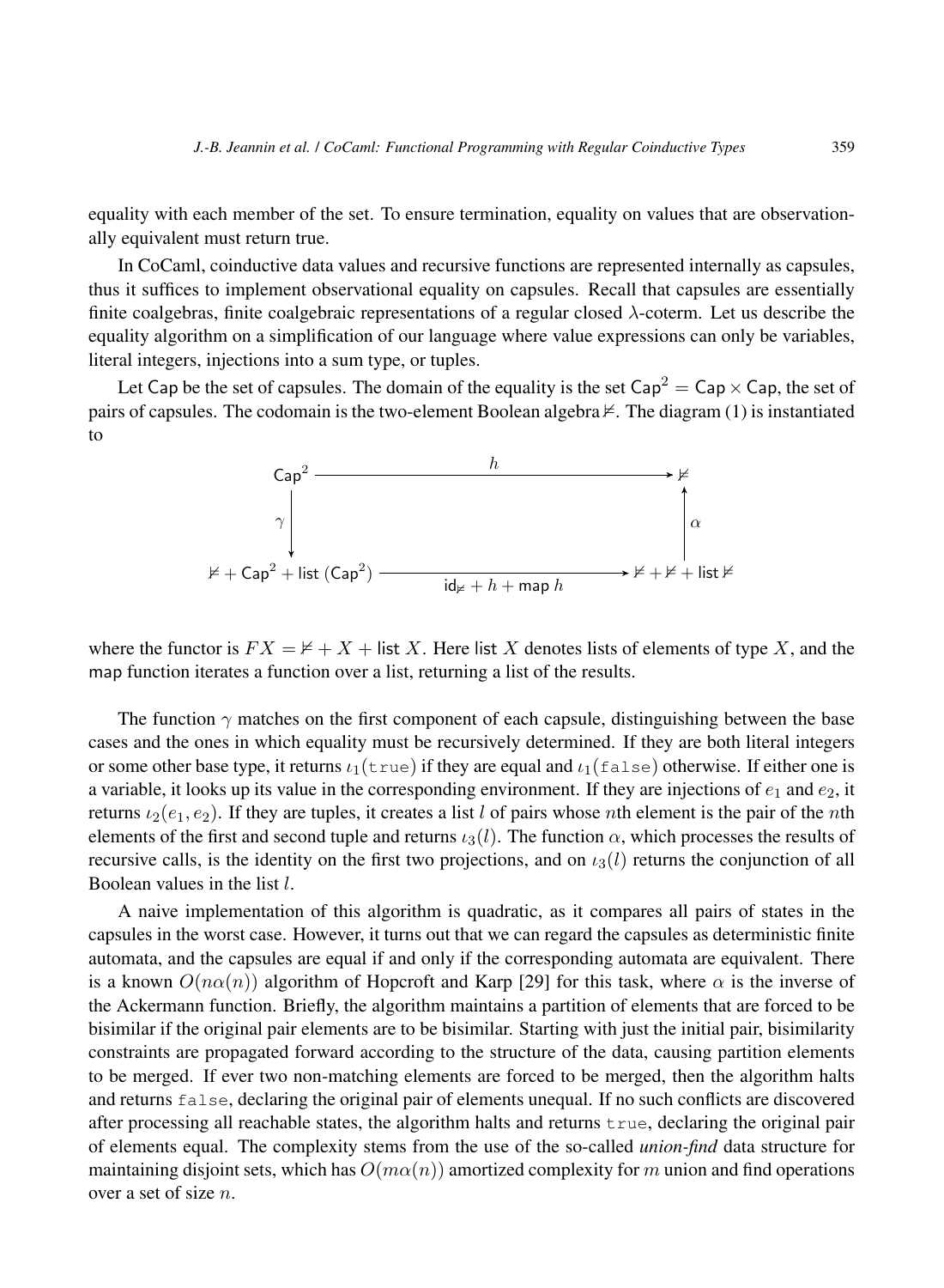equality with each member of the set. To ensure termination, equality on values that are observationally equivalent must return true.

In CoCaml, coinductive data values and recursive functions are represented internally as capsules, thus it suffices to implement observational equality on capsules. Recall that capsules are essentially finite coalgebras, finite coalgebraic representations of a regular closed $\lambda$-coterm. Let us describe the equality algorithm on a simplification of our language where value expressions can only be variables, literal integers, injections into a sum type, or tuples.

Let $\mathsf{Cap}$ be the set of capsules. The domain of the equality is the set $\mathsf{Cap}^2 = \mathsf{Cap} \times \mathsf{Cap}$, the set of pairs of capsules. The codomain is the two-element Boolean algebra $\not\models$. The diagram (1) is instantiated to

$$
\begin{array}{ccc}
\mathsf{Cap}^2 & \xrightarrow{\quad h \quad} & \not\models \\
\Big\downarrow \gamma & & \Big\uparrow \alpha \\
\not\models + \mathsf{Cap}^2 + \mathsf{list}\ (\mathsf{Cap}^2) & \xrightarrow[\mathsf{id}_{\not\models} + h + \mathsf{map}\ h]{} & \not\models + \not\models + \mathsf{list} \not\models
\end{array}
$$

where the functor is $FX = \not\models + X + \mathsf{list}\ X$. Here $\mathsf{list}\ X$ denotes lists of elements of type $X$, and the $\mathsf{map}$ function iterates a function over a list, returning a list of the results.

The function $\gamma$ matches on the first component of each capsule, distinguishing between the base cases and the ones in which equality must be recursively determined. If they are both literal integers or some other base type, it returns $\iota_1(\texttt{true})$ if they are equal and $\iota_1(\texttt{false})$ otherwise. If either one is a variable, it looks up its value in the corresponding environment. If they are injections of $e_1$ and $e_2$, it returns $\iota_2(e_1, e_2)$. If they are tuples, it creates a list $l$ of pairs whose $n$th element is the pair of the $n$th elements of the first and second tuple and returns $\iota_3(l)$. The function $\alpha$, which processes the results of recursive calls, is the identity on the first two projections, and on $\iota_3(l)$ returns the conjunction of all Boolean values in the list $l$.

A naive implementation of this algorithm is quadratic, as it compares all pairs of states in the capsules in the worst case. However, it turns out that we can regard the capsules as deterministic finite automata, and the capsules are equal if and only if the corresponding automata are equivalent. There is a known $O(n\alpha(n))$ algorithm of Hopcroft and Karp [29] for this task, where $\alpha$ is the inverse of the Ackermann function. Briefly, the algorithm maintains a partition of elements that are forced to be bisimilar if the original pair elements are to be bisimilar. Starting with just the initial pair, bisimilarity constraints are propagated forward according to the structure of the data, causing partition elements to be merged. If ever two non-matching elements are forced to be merged, then the algorithm halts and returns `false`, declaring the original pair of elements unequal. If no such conflicts are discovered after processing all reachable states, the algorithm halts and returns `true`, declaring the original pair of elements equal. The complexity stems from the use of the so-called *union-find* data structure for maintaining disjoint sets, which has $O(m\alpha(n))$ amortized complexity for $m$ union and find operations over a set of size $n$.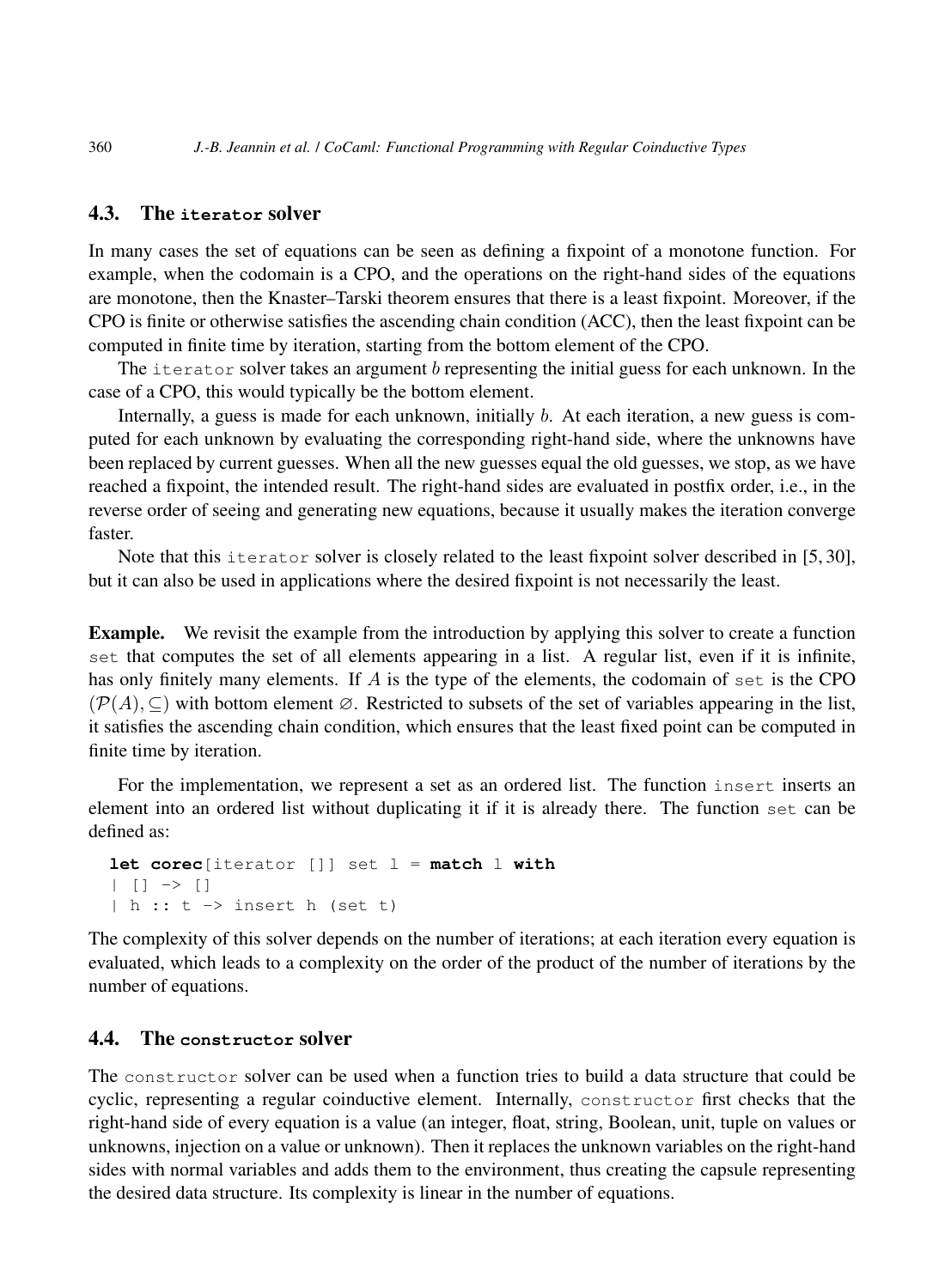### 4.3. The `iterator` solver

In many cases the set of equations can be seen as defining a fixpoint of a monotone function. For example, when the codomain is a CPO, and the operations on the right-hand sides of the equations are monotone, then the Knaster–Tarski theorem ensures that there is a least fixpoint. Moreover, if the CPO is finite or otherwise satisfies the ascending chain condition (ACC), then the least fixpoint can be computed in finite time by iteration, starting from the bottom element of the CPO.

The `iterator` solver takes an argument $b$ representing the initial guess for each unknown. In the case of a CPO, this would typically be the bottom element.

Internally, a guess is made for each unknown, initially $b$. At each iteration, a new guess is computed for each unknown by evaluating the corresponding right-hand side, where the unknowns have been replaced by current guesses. When all the new guesses equal the old guesses, we stop, as we have reached a fixpoint, the intended result. The right-hand sides are evaluated in postfix order, i.e., in the reverse order of seeing and generating new equations, because it usually makes the iteration converge faster.

Note that this `iterator` solver is closely related to the least fixpoint solver described in [5, 30], but it can also be used in applications where the desired fixpoint is not necessarily the least.

**Example.** We revisit the example from the introduction by applying this solver to create a function `set` that computes the set of all elements appearing in a list. A regular list, even if it is infinite, has only finitely many elements. If $A$ is the type of the elements, the codomain of `set` is the CPO $(\mathcal{P}(A), \subseteq)$ with bottom element $\varnothing$. Restricted to subsets of the set of variables appearing in the list, it satisfies the ascending chain condition, which ensures that the least fixed point can be computed in finite time by iteration.

For the implementation, we represent a set as an ordered list. The function `insert` inserts an element into an ordered list without duplicating it if it is already there. The function `set` can be defined as:

```
let corec[iterator []] set l = match l with
| [] -> []
| h :: t -> insert h (set t)
```

The complexity of this solver depends on the number of iterations; at each iteration every equation is evaluated, which leads to a complexity on the order of the product of the number of iterations by the number of equations.

### 4.4. The `constructor` solver

The `constructor` solver can be used when a function tries to build a data structure that could be cyclic, representing a regular coinductive element. Internally, `constructor` first checks that the right-hand side of every equation is a value (an integer, float, string, Boolean, unit, tuple on values or unknowns, injection on a value or unknown). Then it replaces the unknown variables on the right-hand sides with normal variables and adds them to the environment, thus creating the capsule representing the desired data structure. Its complexity is linear in the number of equations.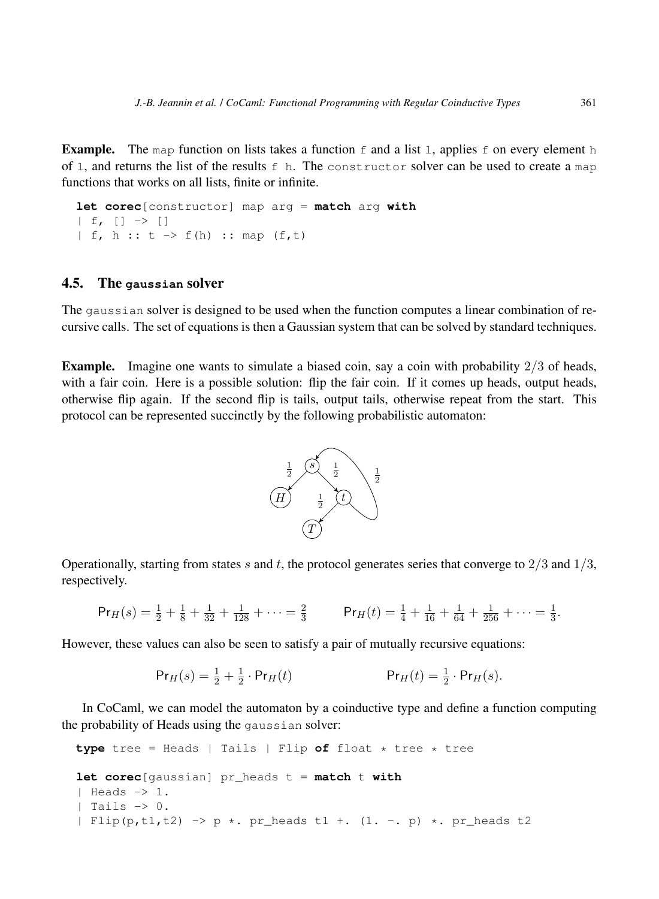**Example.** The `map` function on lists takes a function `f` and a list `l`, applies `f` on every element `h` of `l`, and returns the list of the results `f h`. The `constructor` solver can be used to create a `map` functions that works on all lists, finite or infinite.

```
let corec[constructor] map arg = match arg with
| f, [] -> []
| f, h :: t -> f(h) :: map (f,t)
```

### 4.5. The `gaussian` solver

The `gaussian` solver is designed to be used when the function computes a linear combination of recursive calls. The set of equations is then a Gaussian system that can be solved by standard techniques.

**Example.** Imagine one wants to simulate a biased coin, say a coin with probability $2/3$ of heads, with a fair coin. Here is a possible solution: flip the fair coin. If it comes up heads, output heads, otherwise flip again. If the second flip is tails, output tails, otherwise repeat from the start. This protocol can be represented succinctly by the following probabilistic automaton:

Operationally, starting from states $s$ and $t$, the protocol generates series that converge to $2/3$ and $1/3$, respectively.

$$\mathsf{Pr}_H(s) = \tfrac{1}{2} + \tfrac{1}{8} + \tfrac{1}{32} + \tfrac{1}{128} + \cdots = \tfrac{2}{3} \qquad \mathsf{Pr}_H(t) = \tfrac{1}{4} + \tfrac{1}{16} + \tfrac{1}{64} + \tfrac{1}{256} + \cdots = \tfrac{1}{3}.$$

However, these values can also be seen to satisfy a pair of mutually recursive equations:

$$\mathsf{Pr}_H(s) = \tfrac{1}{2} + \tfrac{1}{2} \cdot \mathsf{Pr}_H(t) \qquad \mathsf{Pr}_H(t) = \tfrac{1}{2} \cdot \mathsf{Pr}_H(s).$$

In CoCaml, we can model the automaton by a coinductive type and define a function computing the probability of Heads using the `gaussian` solver:

```
type tree = Heads | Tails | Flip of float * tree * tree

let corec[gaussian] pr_heads t = match t with
| Heads -> 1.
| Tails -> 0.
| Flip(p,t1,t2) -> p *. pr_heads t1 +. (1. -. p) *. pr_heads t2
```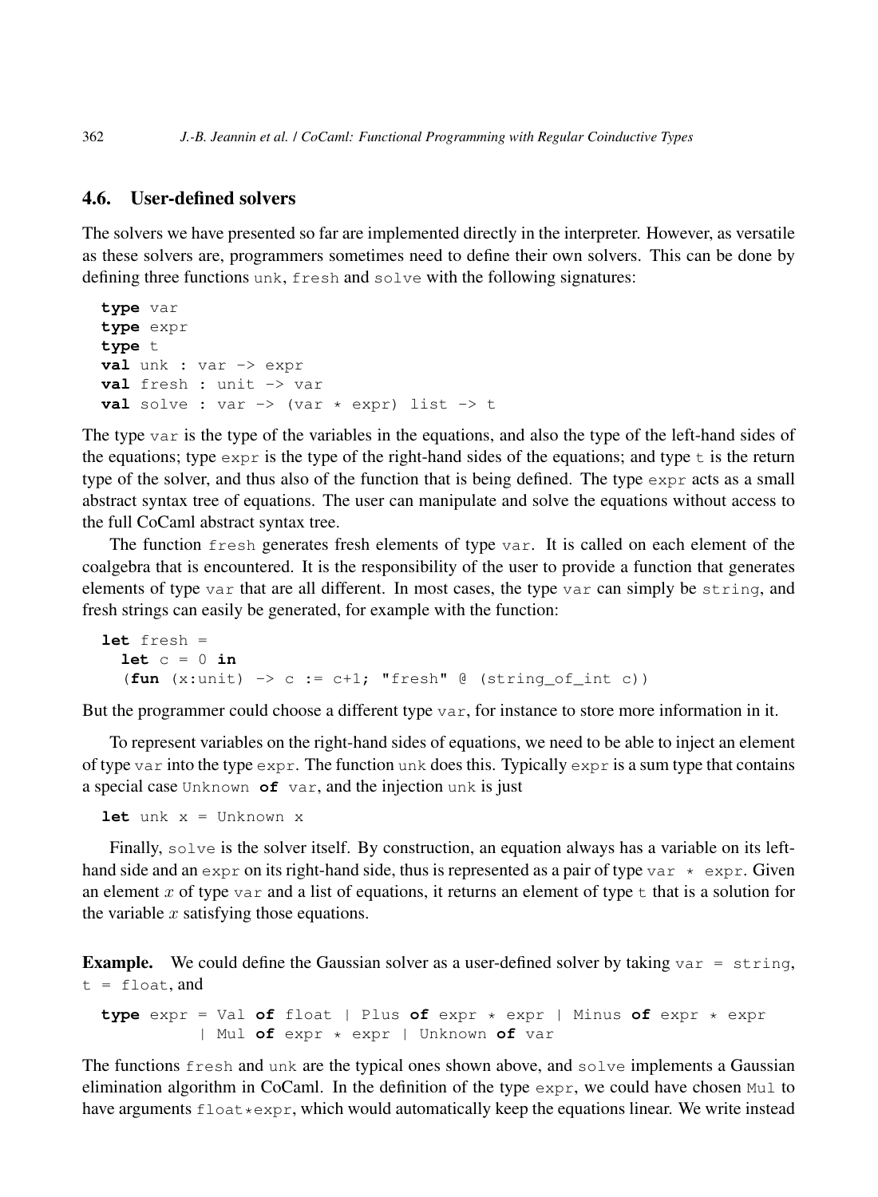### 4.6. User-defined solvers

The solvers we have presented so far are implemented directly in the interpreter. However, as versatile as these solvers are, programmers sometimes need to define their own solvers. This can be done by defining three functions `unk`, `fresh` and `solve` with the following signatures:

```
type var
type expr
type t
val unk : var -> expr
val fresh : unit -> var
val solve : var -> (var * expr) list -> t
```

The type `var` is the type of the variables in the equations, and also the type of the left-hand sides of the equations; type `expr` is the type of the right-hand sides of the equations; and type `t` is the return type of the solver, and thus also of the function that is being defined. The type `expr` acts as a small abstract syntax tree of equations. The user can manipulate and solve the equations without access to the full CoCaml abstract syntax tree.

The function `fresh` generates fresh elements of type `var`. It is called on each element of the coalgebra that is encountered. It is the responsibility of the user to provide a function that generates elements of type `var` that are all different. In most cases, the type `var` can simply be `string`, and fresh strings can easily be generated, for example with the function:

```
let fresh =
  let c = 0 in
  (fun (x:unit) -> c := c+1; "fresh" @ (string_of_int c))
```

But the programmer could choose a different type `var`, for instance to store more information in it.

To represent variables on the right-hand sides of equations, we need to be able to inject an element of type `var` into the type `expr`. The function `unk` does this. Typically `expr` is a sum type that contains a special case `Unknown of var`, and the injection `unk` is just

```
let unk x = Unknown x
```

Finally, `solve` is the solver itself. By construction, an equation always has a variable on its left-hand side and an `expr` on its right-hand side, thus is represented as a pair of type `var * expr`. Given an element $x$ of type `var` and a list of equations, it returns an element of type `t` that is a solution for the variable $x$ satisfying those equations.

**Example.** We could define the Gaussian solver as a user-defined solver by taking `var = string`, `t = float`, and

```
type expr = Val of float | Plus of expr * expr | Minus of expr * expr
          | Mul of expr * expr | Unknown of var
```

The functions `fresh` and `unk` are the typical ones shown above, and `solve` implements a Gaussian elimination algorithm in CoCaml. In the definition of the type `expr`, we could have chosen `Mul` to have arguments `float*expr`, which would automatically keep the equations linear. We write instead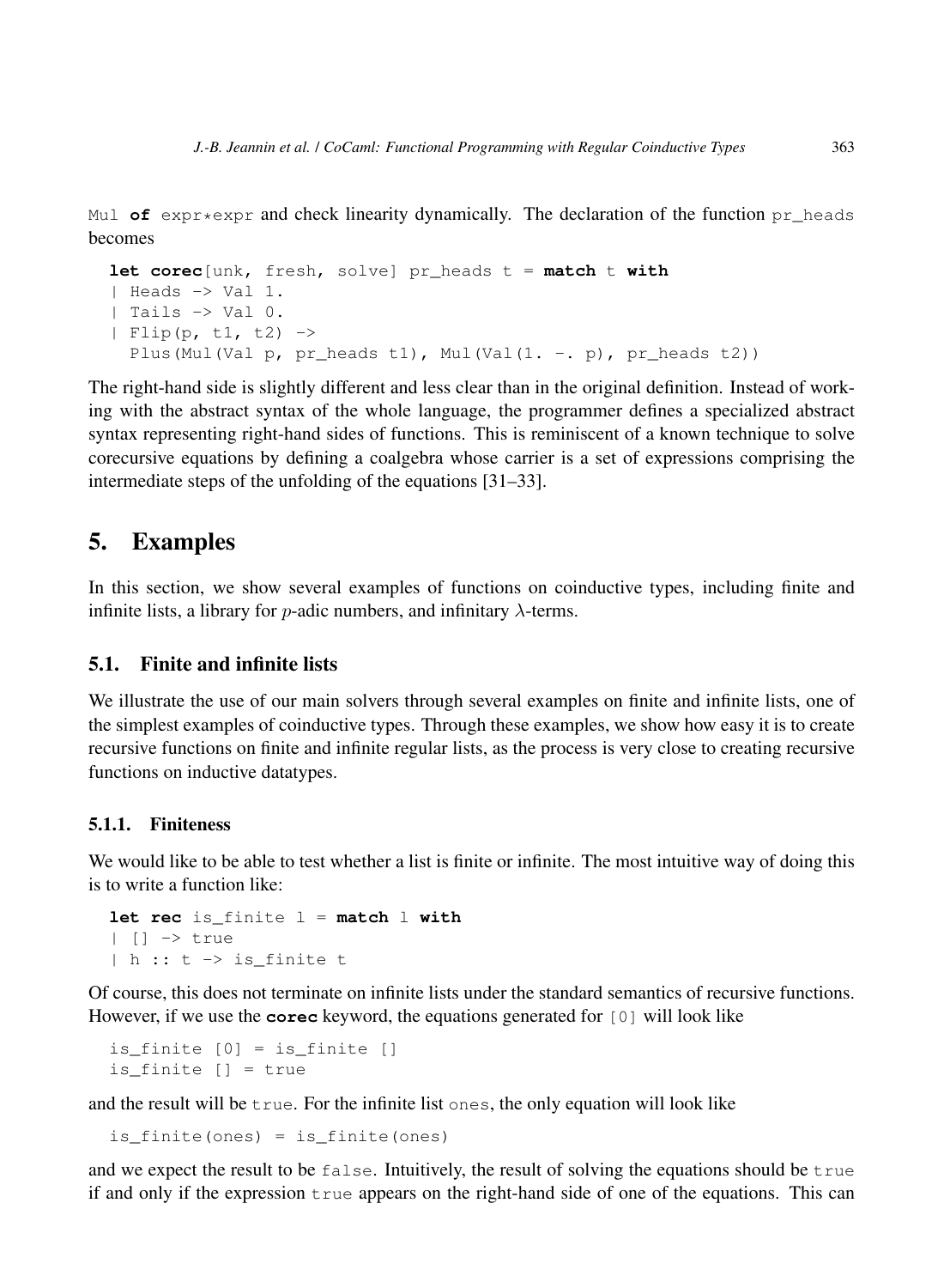Mul **of** expr*expr and check linearity dynamically. The declaration of the function pr_heads becomes

```
let corec[unk, fresh, solve] pr_heads t = match t with
| Heads -> Val 1.
| Tails -> Val 0.
| Flip(p, t1, t2) ->
  Plus(Mul(Val p, pr_heads t1), Mul(Val(1. -. p), pr_heads t2))
```

The right-hand side is slightly different and less clear than in the original definition. Instead of working with the abstract syntax of the whole language, the programmer defines a specialized abstract syntax representing right-hand sides of functions. This is reminiscent of a known technique to solve corecursive equations by defining a coalgebra whose carrier is a set of expressions comprising the intermediate steps of the unfolding of the equations [31–33].

# 5. Examples

In this section, we show several examples of functions on coinductive types, including finite and infinite lists, a library for $p$-adic numbers, and infinitary $\lambda$-terms.

## 5.1. Finite and infinite lists

We illustrate the use of our main solvers through several examples on finite and infinite lists, one of the simplest examples of coinductive types. Through these examples, we show how easy it is to create recursive functions on finite and infinite regular lists, as the process is very close to creating recursive functions on inductive datatypes.

### 5.1.1. Finiteness

We would like to be able to test whether a list is finite or infinite. The most intuitive way of doing this is to write a function like:

```
let rec is_finite l = match l with
| [] -> true
| h :: t -> is_finite t
```

Of course, this does not terminate on infinite lists under the standard semantics of recursive functions. However, if we use the **corec** keyword, the equations generated for `[0]` will look like

```
is_finite [0] = is_finite []
is_finite [] = true
```

and the result will be `true`. For the infinite list `ones`, the only equation will look like

```
is_finite(ones) = is_finite(ones)
```

and we expect the result to be `false`. Intuitively, the result of solving the equations should be `true` if and only if the expression `true` appears on the right-hand side of one of the equations. This can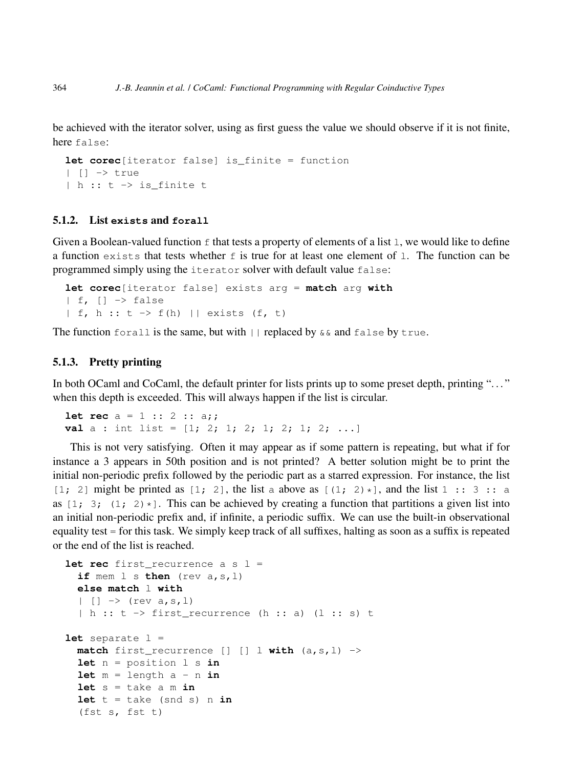be achieved with the iterator solver, using as first guess the value we should observe if it is not finite, here `false`:

```
let corec[iterator false] is_finite = function
| [] -> true
| h :: t -> is_finite t
```

#### 5.1.2. List `exists` and `forall`

Given a Boolean-valued function `f` that tests a property of elements of a list `l`, we would like to define a function `exists` that tests whether `f` is true for at least one element of `l`. The function can be programmed simply using the `iterator` solver with default value `false`:

```
let corec[iterator false] exists arg = match arg with
| f, [] -> false
| f, h :: t -> f(h) || exists (f, t)
```

The function `forall` is the same, but with `||` replaced by `&&` and `false` by `true`.

#### 5.1.3. Pretty printing

In both OCaml and CoCaml, the default printer for lists prints up to some preset depth, printing "…" when this depth is exceeded. This will always happen if the list is circular.

```
let rec a = 1 :: 2 :: a;;
val a : int list = [1; 2; 1; 2; 1; 2; 1; 2; ...]
```

This is not very satisfying. Often it may appear as if some pattern is repeating, but what if for instance a 3 appears in 50th position and is not printed? A better solution might be to print the initial non-periodic prefix followed by the periodic part as a starred expression. For instance, the list `[1; 2]` might be printed as `[1; 2]`, the list `a` above as `[(1; 2)*]`, and the list `1 :: 3 :: a` as `[1; 3; (1; 2)*]`. This can be achieved by creating a function that partitions a given list into an initial non-periodic prefix and, if infinite, a periodic suffix. We can use the built-in observational equality test `=` for this task. We simply keep track of all suffixes, halting as soon as a suffix is repeated or the end of the list is reached.

```
let rec first_recurrence a s l =
  if mem l s then (rev a,s,l)
  else match l with
  | [] -> (rev a,s,l)
  | h :: t -> first_recurrence (h :: a) (l :: s) t

let separate l =
  match first_recurrence [] [] l with (a,s,l) ->
  let n = position l s in
  let m = length a - n in
  let s = take a m in
  let t = take (snd s) n in
  (fst s, fst t)
```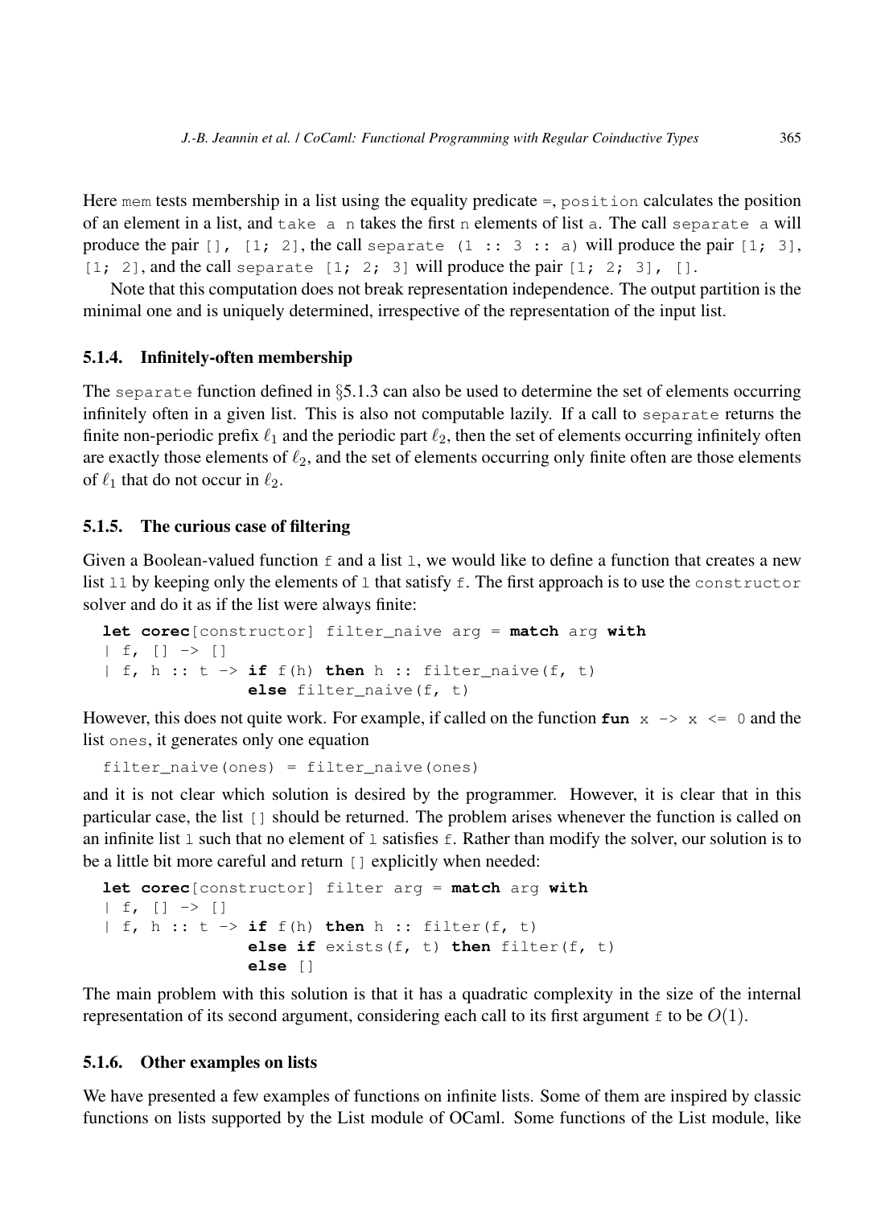Here `mem` tests membership in a list using the equality predicate `=`, `position` calculates the position of an element in a list, and `take a n` takes the first `n` elements of list `a`. The call `separate a` will produce the pair `[], [1; 2]`, the call `separate (1 :: 3 :: a)` will produce the pair `[1; 3], [1; 2]`, and the call `separate [1; 2; 3]` will produce the pair `[1; 2; 3], []`.

Note that this computation does not break representation independence. The output partition is the minimal one and is uniquely determined, irrespective of the representation of the input list.

#### 5.1.4. Infinitely-often membership

The `separate` function defined in §5.1.3 can also be used to determine the set of elements occurring infinitely often in a given list. This is also not computable lazily. If a call to `separate` returns the finite non-periodic prefix $\ell_1$ and the periodic part $\ell_2$, then the set of elements occurring infinitely often are exactly those elements of $\ell_2$, and the set of elements occurring only finite often are those elements of $\ell_1$ that do not occur in $\ell_2$.

#### 5.1.5. The curious case of filtering

Given a Boolean-valued function `f` and a list `l`, we would like to define a function that creates a new list `l1` by keeping only the elements of `l` that satisfy `f`. The first approach is to use the `constructor` solver and do it as if the list were always finite:

```
let corec[constructor] filter_naive arg = match arg with
| f, [] -> []
| f, h :: t -> if f(h) then h :: filter_naive(f, t)
               else filter_naive(f, t)
```

However, this does not quite work. For example, if called on the function `fun x -> x <= 0` and the list `ones`, it generates only one equation

```
filter_naive(ones) = filter_naive(ones)
```

and it is not clear which solution is desired by the programmer. However, it is clear that in this particular case, the list `[]` should be returned. The problem arises whenever the function is called on an infinite list `l` such that no element of `l` satisfies `f`. Rather than modify the solver, our solution is to be a little bit more careful and return `[]` explicitly when needed:

```
let corec[constructor] filter arg = match arg with
| f, [] -> []
| f, h :: t -> if f(h) then h :: filter(f, t)
               else if exists(f, t) then filter(f, t)
               else []
```

The main problem with this solution is that it has a quadratic complexity in the size of the internal representation of its second argument, considering each call to its first argument `f` to be $O(1)$.

#### 5.1.6. Other examples on lists

We have presented a few examples of functions on infinite lists. Some of them are inspired by classic functions on lists supported by the List module of OCaml. Some functions of the List module, like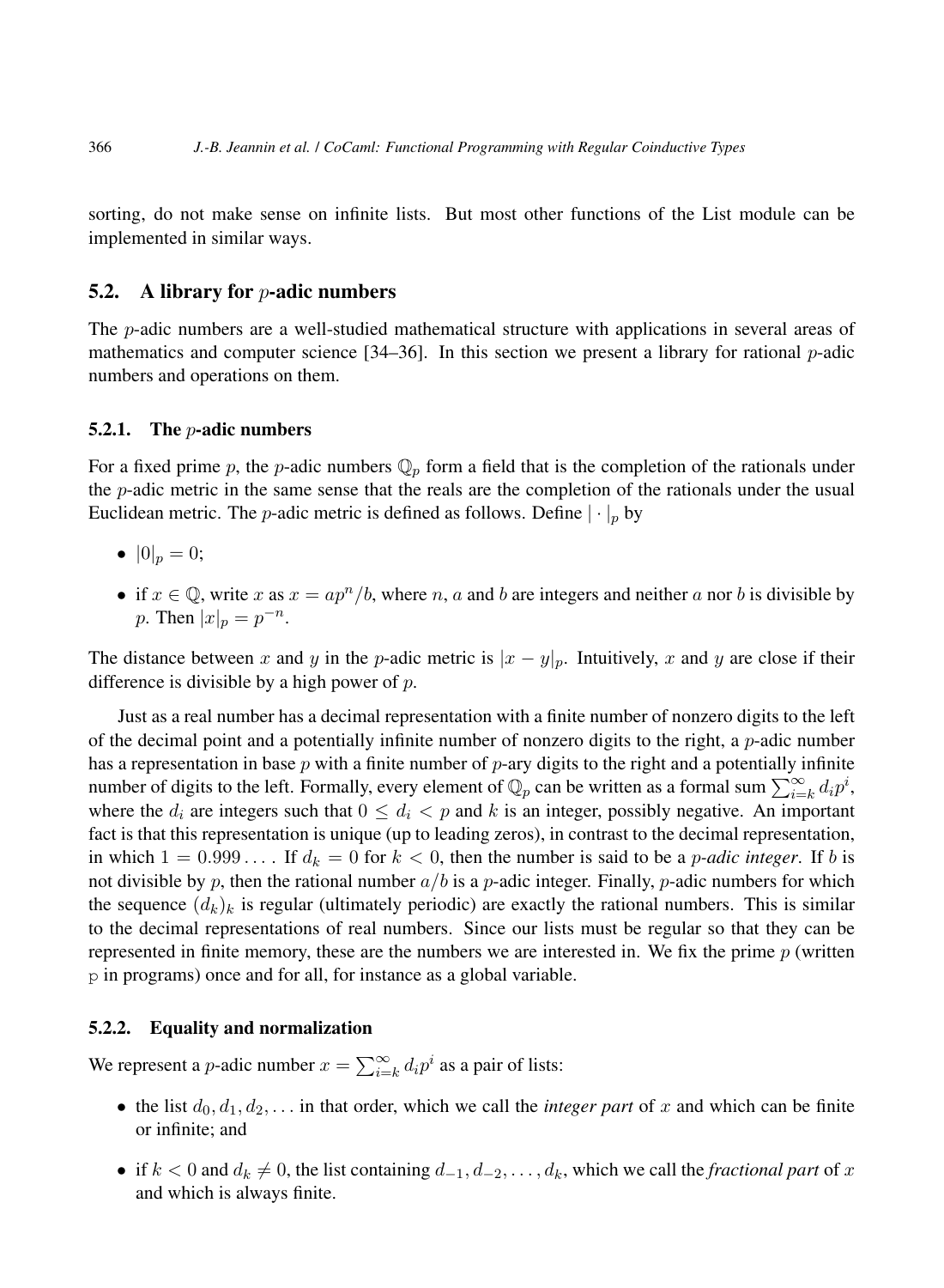sorting, do not make sense on infinite lists. But most other functions of the List module can be implemented in similar ways.

## 5.2. A library for $p$-adic numbers

The $p$-adic numbers are a well-studied mathematical structure with applications in several areas of mathematics and computer science [34–36]. In this section we present a library for rational $p$-adic numbers and operations on them.

### 5.2.1. The $p$-adic numbers

For a fixed prime $p$, the $p$-adic numbers $\mathbb{Q}_p$ form a field that is the completion of the rationals under the $p$-adic metric in the same sense that the reals are the completion of the rationals under the usual Euclidean metric. The $p$-adic metric is defined as follows. Define $|\cdot|_p$ by

- $|0|_p = 0$;
- if $x \in \mathbb{Q}$, write $x$ as $x = ap^n/b$, where $n$, $a$ and $b$ are integers and neither $a$ nor $b$ is divisible by $p$. Then $|x|_p = p^{-n}$.

The distance between $x$ and $y$ in the $p$-adic metric is $|x - y|_p$. Intuitively, $x$ and $y$ are close if their difference is divisible by a high power of $p$.

Just as a real number has a decimal representation with a finite number of nonzero digits to the left of the decimal point and a potentially infinite number of nonzero digits to the right, a $p$-adic number has a representation in base $p$ with a finite number of $p$-ary digits to the right and a potentially infinite number of digits to the left. Formally, every element of $\mathbb{Q}_p$ can be written as a formal sum $\sum_{i=k}^{\infty} d_i p^i$, where the $d_i$ are integers such that $0 \leq d_i < p$ and $k$ is an integer, possibly negative. An important fact is that this representation is unique (up to leading zeros), in contrast to the decimal representation, in which $1 = 0.999\ldots$. If $d_k = 0$ for $k < 0$, then the number is said to be a *$p$-adic integer*. If $b$ is not divisible by $p$, then the rational number $a/b$ is a $p$-adic integer. Finally, $p$-adic numbers for which the sequence $(d_k)_k$ is regular (ultimately periodic) are exactly the rational numbers. This is similar to the decimal representations of real numbers. Since our lists must be regular so that they can be represented in finite memory, these are the numbers we are interested in. We fix the prime $p$ (written `p` in programs) once and for all, for instance as a global variable.

### 5.2.2. Equality and normalization

We represent a $p$-adic number $x = \sum_{i=k}^{\infty} d_i p^i$ as a pair of lists:

- the list $d_0, d_1, d_2, \ldots$ in that order, which we call the *integer part* of $x$ and which can be finite or infinite; and
- if $k < 0$ and $d_k \neq 0$, the list containing $d_{-1}, d_{-2}, \ldots, d_k$, which we call the *fractional part* of $x$ and which is always finite.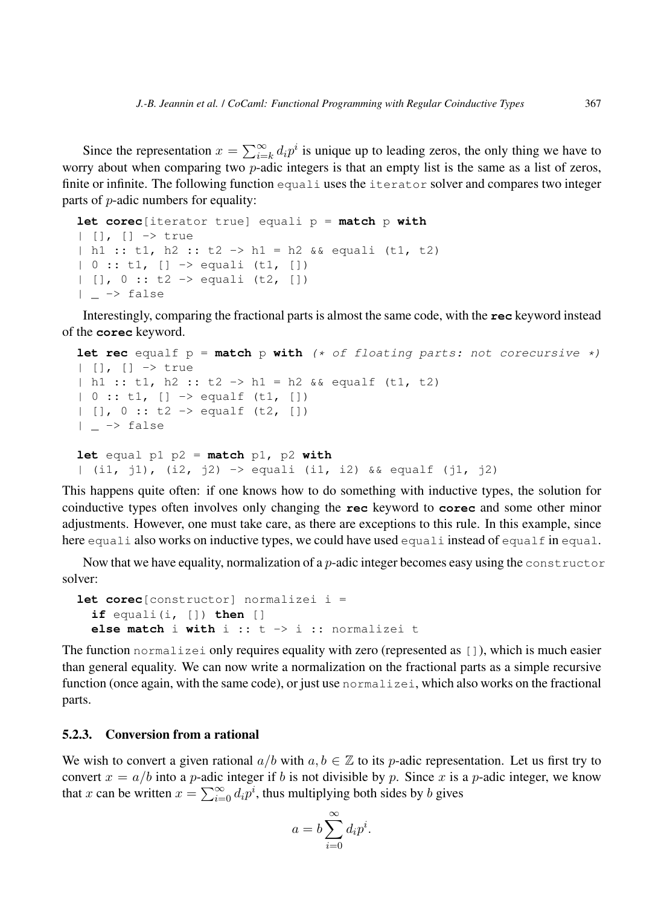Since the representation $x = \sum_{i=k}^{\infty} d_i p^i$ is unique up to leading zeros, the only thing we have to worry about when comparing two $p$-adic integers is that an empty list is the same as a list of zeros, finite or infinite. The following function `equali` uses the `iterator` solver and compares two integer parts of $p$-adic numbers for equality:

```
let corec[iterator true] equali p = match p with
| [], [] -> true
| h1 :: t1, h2 :: t2 -> h1 = h2 && equali (t1, t2)
| 0 :: t1, [] -> equali (t1, [])
| [], 0 :: t2 -> equali (t2, [])
| _ -> false
```

Interestingly, comparing the fractional parts is almost the same code, with the **rec** keyword instead of the **corec** keyword.

```
let rec equalf p = match p with (* of floating parts: not corecursive *)
| [], [] -> true
| h1 :: t1, h2 :: t2 -> h1 = h2 && equalf (t1, t2)
| 0 :: t1, [] -> equalf (t1, [])
| [], 0 :: t2 -> equalf (t2, [])
| _ -> false

let equal p1 p2 = match p1, p2 with
| (i1, j1), (i2, j2) -> equali (i1, i2) && equalf (j1, j2)
```

This happens quite often: if one knows how to do something with inductive types, the solution for coinductive types often involves only changing the **rec** keyword to **corec** and some other minor adjustments. However, one must take care, as there are exceptions to this rule. In this example, since here `equali` also works on inductive types, we could have used `equali` instead of `equalf` in `equal`.

Now that we have equality, normalization of a $p$-adic integer becomes easy using the `constructor` solver:

```
let corec[constructor] normalizei i =
  if equali(i, []) then []
  else match i with i :: t -> i :: normalizei t
```

The function `normalizei` only requires equality with zero (represented as `[]`), which is much easier than general equality. We can now write a normalization on the fractional parts as a simple recursive function (once again, with the same code), or just use `normalizei`, which also works on the fractional parts.

### 5.2.3. Conversion from a rational

We wish to convert a given rational $a/b$ with $a, b \in \mathbb{Z}$ to its $p$-adic representation. Let us first try to convert $x = a/b$ into a $p$-adic integer if $b$ is not divisible by $p$. Since $x$ is a $p$-adic integer, we know that $x$ can be written $x = \sum_{i=0}^{\infty} d_i p^i$, thus multiplying both sides by $b$ gives

$$a = b \sum_{i=0}^{\infty} d_i p^i.$$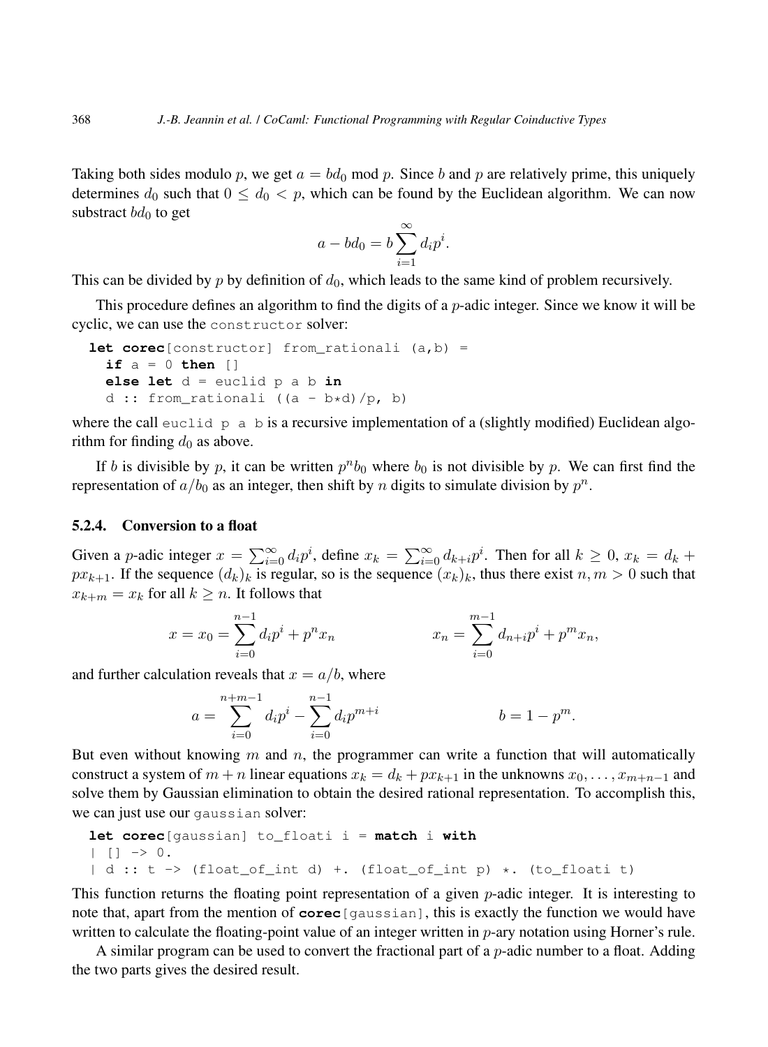Taking both sides modulo $p$, we get $a = bd_0 \bmod p$. Since $b$ and $p$ are relatively prime, this uniquely determines $d_0$ such that $0 \leq d_0 < p$, which can be found by the Euclidean algorithm. We can now substract $bd_0$ to get

$$a - bd_0 = b \sum_{i=1}^{\infty} d_i p^i.$$

This can be divided by $p$ by definition of $d_0$, which leads to the same kind of problem recursively.

This procedure defines an algorithm to find the digits of a $p$-adic integer. Since we know it will be cyclic, we can use the `constructor` solver:

```
let corec[constructor] from_rationali (a,b) =
  if a = 0 then []
  else let d = euclid p a b in
  d :: from_rationali ((a - b*d)/p, b)
```

where the call `euclid p a b` is a recursive implementation of a (slightly modified) Euclidean algorithm for finding $d_0$ as above.

If $b$ is divisible by $p$, it can be written $p^n b_0$ where $b_0$ is not divisible by $p$. We can first find the representation of $a/b_0$ as an integer, then shift by $n$ digits to simulate division by $p^n$.

### 5.2.4. Conversion to a float

Given a $p$-adic integer $x = \sum_{i=0}^{\infty} d_i p^i$, define $x_k = \sum_{i=0}^{\infty} d_{k+i} p^i$. Then for all $k \geq 0$, $x_k = d_k + p x_{k+1}$. If the sequence $(d_k)_k$ is regular, so is the sequence $(x_k)_k$, thus there exist $n, m > 0$ such that $x_{k+m} = x_k$ for all $k \geq n$. It follows that

$$x = x_0 = \sum_{i=0}^{n-1} d_i p^i + p^n x_n \qquad\qquad x_n = \sum_{i=0}^{m-1} d_{n+i} p^i + p^m x_n,$$

and further calculation reveals that $x = a/b$, where

$$a = \sum_{i=0}^{n+m-1} d_i p^i - \sum_{i=0}^{n-1} d_i p^{m+i} \qquad\qquad b = 1 - p^m.$$

But even without knowing $m$ and $n$, the programmer can write a function that will automatically construct a system of $m + n$ linear equations $x_k = d_k + p x_{k+1}$ in the unknowns $x_0, \ldots, x_{m+n-1}$ and solve them by Gaussian elimination to obtain the desired rational representation. To accomplish this, we can just use our `gaussian` solver:

```
let corec[gaussian] to_floati i = match i with
| [] -> 0.
| d :: t -> (float_of_int d) +. (float_of_int p) *. (to_floati t)
```

This function returns the floating point representation of a given $p$-adic integer. It is interesting to note that, apart from the mention of **corec**`[gaussian]`, this is exactly the function we would have written to calculate the floating-point value of an integer written in $p$-ary notation using Horner's rule.

A similar program can be used to convert the fractional part of a $p$-adic number to a float. Adding the two parts gives the desired result.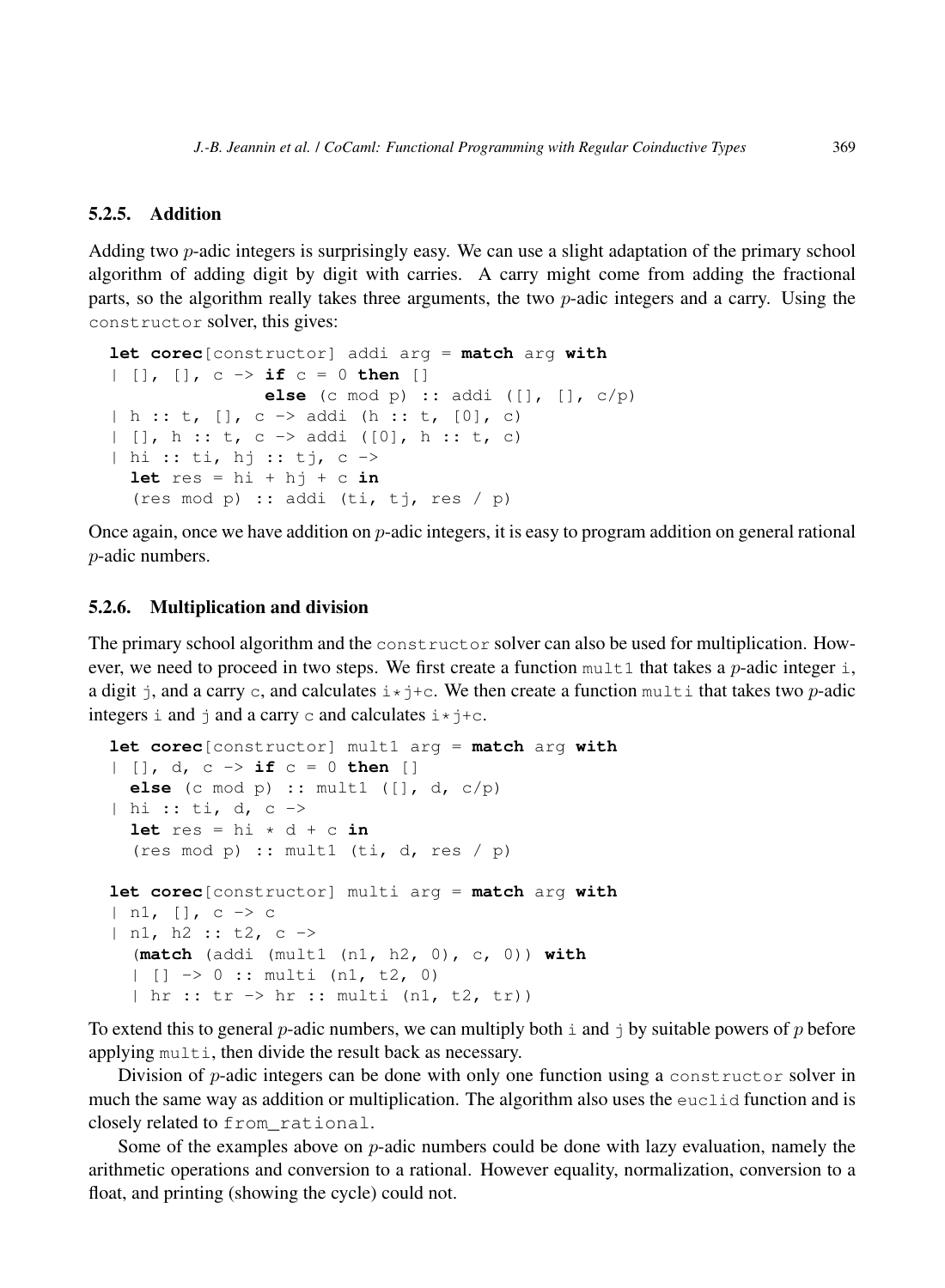### 5.2.5. Addition

Adding two $p$-adic integers is surprisingly easy. We can use a slight adaptation of the primary school algorithm of adding digit by digit with carries. A carry might come from adding the fractional parts, so the algorithm really takes three arguments, the two $p$-adic integers and a carry. Using the `constructor` solver, this gives:

```
let corec[constructor] addi arg = match arg with
| [], [], c -> if c = 0 then []
               else (c mod p) :: addi ([], [], c/p)
| h :: t, [], c -> addi (h :: t, [0], c)
| [], h :: t, c -> addi ([0], h :: t, c)
| hi :: ti, hj :: tj, c ->
  let res = hi + hj + c in
  (res mod p) :: addi (ti, tj, res / p)
```

Once again, once we have addition on $p$-adic integers, it is easy to program addition on general rational $p$-adic numbers.

### 5.2.6. Multiplication and division

The primary school algorithm and the `constructor` solver can also be used for multiplication. However, we need to proceed in two steps. We first create a function `mult1` that takes a $p$-adic integer `i`, a digit `j`, and a carry `c`, and calculates `i*j+c`. We then create a function `multi` that takes two $p$-adic integers `i` and `j` and a carry `c` and calculates `i*j+c`.

```
let corec[constructor] mult1 arg = match arg with
| [], d, c -> if c = 0 then []
  else (c mod p) :: mult1 ([], d, c/p)
| hi :: ti, d, c ->
  let res = hi * d + c in
  (res mod p) :: mult1 (ti, d, res / p)

let corec[constructor] multi arg = match arg with
| n1, [], c -> c
| n1, h2 :: t2, c ->
  (match (addi (mult1 (n1, h2, 0), c, 0)) with
  | [] -> 0 :: multi (n1, t2, 0)
  | hr :: tr -> hr :: multi (n1, t2, tr))
```

To extend this to general $p$-adic numbers, we can multiply both `i` and `j` by suitable powers of $p$ before applying `multi`, then divide the result back as necessary.

Division of $p$-adic integers can be done with only one function using a `constructor` solver in much the same way as addition or multiplication. The algorithm also uses the `euclid` function and is closely related to `from_rational`.

Some of the examples above on $p$-adic numbers could be done with lazy evaluation, namely the arithmetic operations and conversion to a rational. However equality, normalization, conversion to a float, and printing (showing the cycle) could not.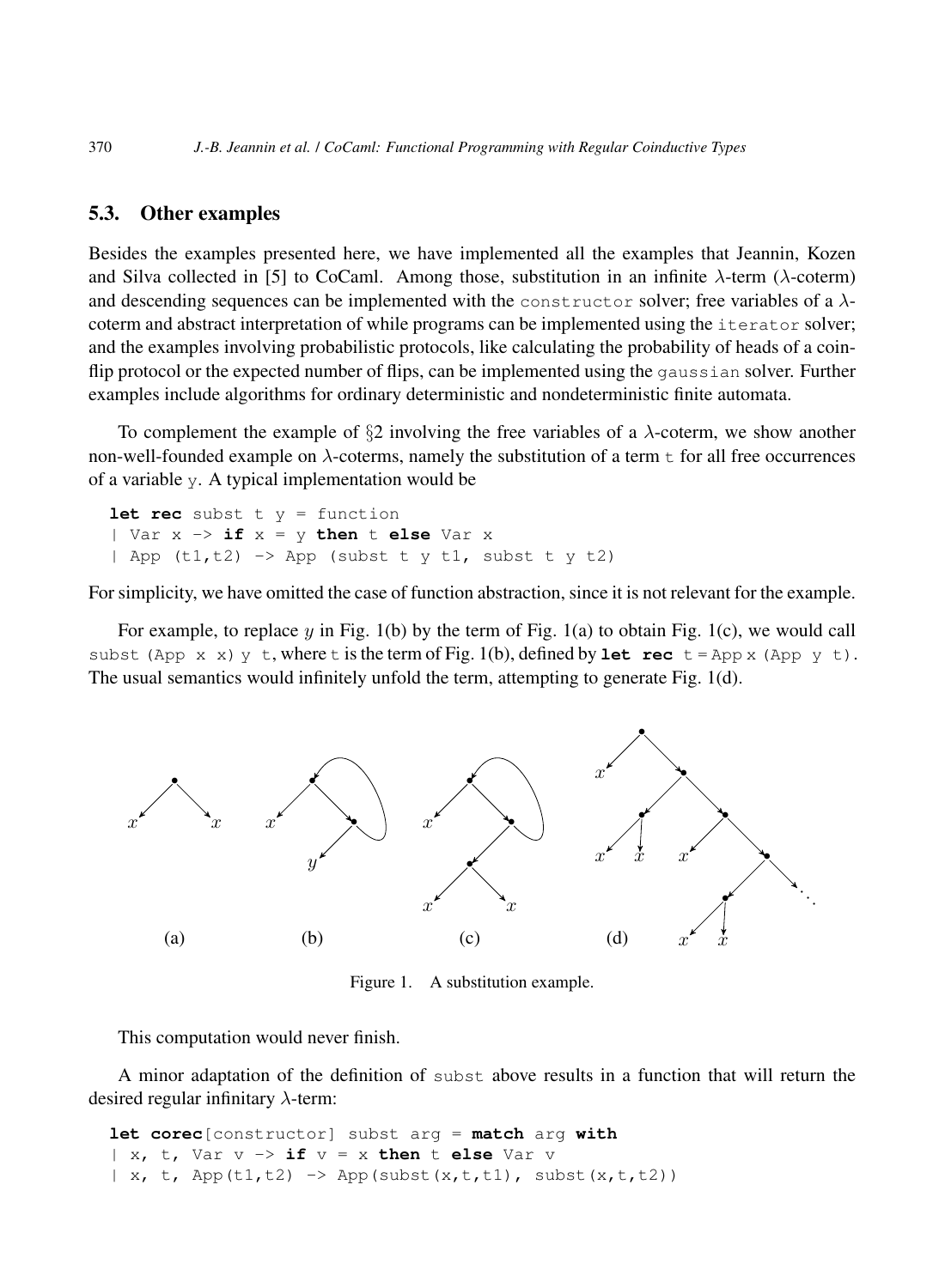### 5.3. Other examples

Besides the examples presented here, we have implemented all the examples that Jeannin, Kozen and Silva collected in [5] to CoCaml. Among those, substitution in an infinite $\lambda$-term ($\lambda$-coterm) and descending sequences can be implemented with the `constructor` solver; free variables of a $\lambda$-coterm and abstract interpretation of while programs can be implemented using the `iterator` solver; and the examples involving probabilistic protocols, like calculating the probability of heads of a coin-flip protocol or the expected number of flips, can be implemented using the `gaussian` solver. Further examples include algorithms for ordinary deterministic and nondeterministic finite automata.

To complement the example of §2 involving the free variables of a $\lambda$-coterm, we show another non-well-founded example on $\lambda$-coterms, namely the substitution of a term `t` for all free occurrences of a variable `y`. A typical implementation would be

```
let rec subst t y = function
| Var x -> if x = y then t else Var x
| App (t1,t2) -> App (subst t y t1, subst t y t2)
```

For simplicity, we have omitted the case of function abstraction, since it is not relevant for the example.

For example, to replace $y$ in Fig. 1(b) by the term of Fig. 1(a) to obtain Fig. 1(c), we would call `subst (App x x) y t`, where `t` is the term of Fig. 1(b), defined by **`let rec`** `t = App x (App y t)`. The usual semantics would infinitely unfold the term, attempting to generate Fig. 1(d).

Figure 1. A substitution example.

This computation would never finish.

A minor adaptation of the definition of `subst` above results in a function that will return the desired regular infinitary $\lambda$-term:

```
let corec[constructor] subst arg = match arg with
| x, t, Var v -> if v = x then t else Var v
| x, t, App(t1,t2) -> App(subst(x,t,t1), subst(x,t,t2))
```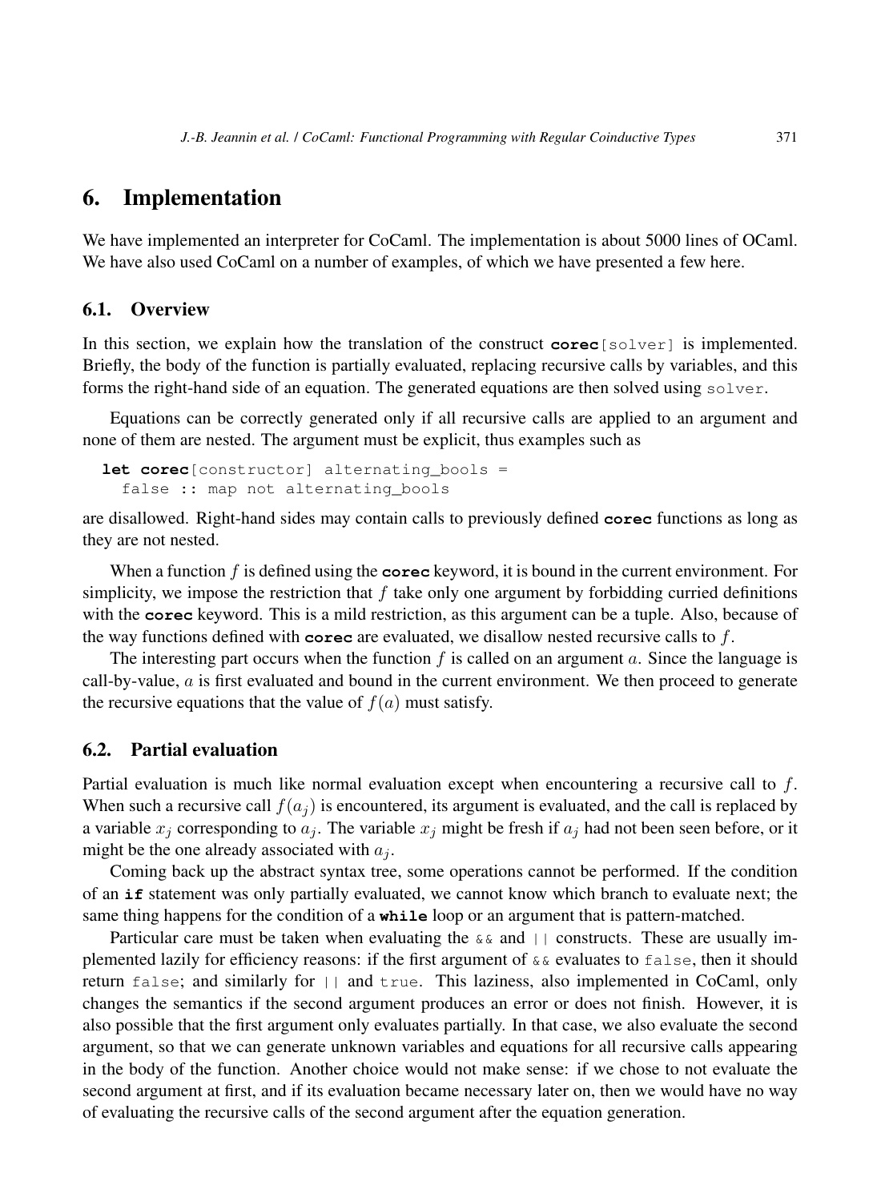# 6. Implementation

We have implemented an interpreter for CoCaml. The implementation is about 5000 lines of OCaml. We have also used CoCaml on a number of examples, of which we have presented a few here.

## 6.1. Overview

In this section, we explain how the translation of the construct **corec**[solver] is implemented. Briefly, the body of the function is partially evaluated, replacing recursive calls by variables, and this forms the right-hand side of an equation. The generated equations are then solved using solver.

Equations can be correctly generated only if all recursive calls are applied to an argument and none of them are nested. The argument must be explicit, thus examples such as

```
let corec[constructor] alternating_bools =
  false :: map not alternating_bools
```

are disallowed. Right-hand sides may contain calls to previously defined **corec** functions as long as they are not nested.

When a function $f$ is defined using the **corec** keyword, it is bound in the current environment. For simplicity, we impose the restriction that $f$ take only one argument by forbidding curried definitions with the **corec** keyword. This is a mild restriction, as this argument can be a tuple. Also, because of the way functions defined with **corec** are evaluated, we disallow nested recursive calls to $f$.

The interesting part occurs when the function $f$ is called on an argument $a$. Since the language is call-by-value, $a$ is first evaluated and bound in the current environment. We then proceed to generate the recursive equations that the value of $f(a)$ must satisfy.

## 6.2. Partial evaluation

Partial evaluation is much like normal evaluation except when encountering a recursive call to $f$. When such a recursive call $f(a_j)$ is encountered, its argument is evaluated, and the call is replaced by a variable $x_j$ corresponding to $a_j$. The variable $x_j$ might be fresh if $a_j$ had not been seen before, or it might be the one already associated with $a_j$.

Coming back up the abstract syntax tree, some operations cannot be performed. If the condition of an **if** statement was only partially evaluated, we cannot know which branch to evaluate next; the same thing happens for the condition of a **while** loop or an argument that is pattern-matched.

Particular care must be taken when evaluating the && and || constructs. These are usually implemented lazily for efficiency reasons: if the first argument of && evaluates to false, then it should return false; and similarly for || and true. This laziness, also implemented in CoCaml, only changes the semantics if the second argument produces an error or does not finish. However, it is also possible that the first argument only evaluates partially. In that case, we also evaluate the second argument, so that we can generate unknown variables and equations for all recursive calls appearing in the body of the function. Another choice would not make sense: if we chose to not evaluate the second argument at first, and if its evaluation became necessary later on, then we would have no way of evaluating the recursive calls of the second argument after the equation generation.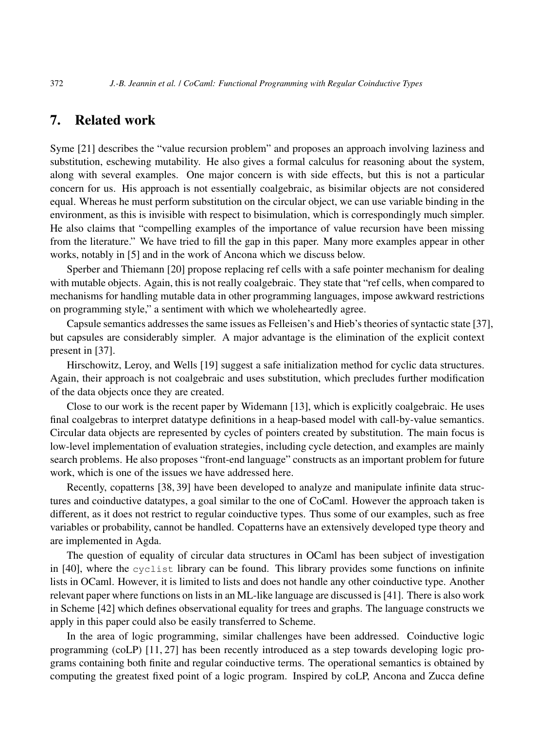## 7. Related work

Syme [21] describes the "value recursion problem" and proposes an approach involving laziness and substitution, eschewing mutability. He also gives a formal calculus for reasoning about the system, along with several examples. One major concern is with side effects, but this is not a particular concern for us. His approach is not essentially coalgebraic, as bisimilar objects are not considered equal. Whereas he must perform substitution on the circular object, we can use variable binding in the environment, as this is invisible with respect to bisimulation, which is correspondingly much simpler. He also claims that "compelling examples of the importance of value recursion have been missing from the literature." We have tried to fill the gap in this paper. Many more examples appear in other works, notably in [5] and in the work of Ancona which we discuss below.

Sperber and Thiemann [20] propose replacing ref cells with a safe pointer mechanism for dealing with mutable objects. Again, this is not really coalgebraic. They state that "ref cells, when compared to mechanisms for handling mutable data in other programming languages, impose awkward restrictions on programming style," a sentiment with which we wholeheartedly agree.

Capsule semantics addresses the same issues as Felleisen's and Hieb's theories of syntactic state [37], but capsules are considerably simpler. A major advantage is the elimination of the explicit context present in [37].

Hirschowitz, Leroy, and Wells [19] suggest a safe initialization method for cyclic data structures. Again, their approach is not coalgebraic and uses substitution, which precludes further modification of the data objects once they are created.

Close to our work is the recent paper by Widemann [13], which is explicitly coalgebraic. He uses final coalgebras to interpret datatype definitions in a heap-based model with call-by-value semantics. Circular data objects are represented by cycles of pointers created by substitution. The main focus is low-level implementation of evaluation strategies, including cycle detection, and examples are mainly search problems. He also proposes "front-end language" constructs as an important problem for future work, which is one of the issues we have addressed here.

Recently, copatterns [38, 39] have been developed to analyze and manipulate infinite data structures and coinductive datatypes, a goal similar to the one of CoCaml. However the approach taken is different, as it does not restrict to regular coinductive types. Thus some of our examples, such as free variables or probability, cannot be handled. Copatterns have an extensively developed type theory and are implemented in Agda.

The question of equality of circular data structures in OCaml has been subject of investigation in [40], where the `cyclist` library can be found. This library provides some functions on infinite lists in OCaml. However, it is limited to lists and does not handle any other coinductive type. Another relevant paper where functions on lists in an ML-like language are discussed is [41]. There is also work in Scheme [42] which defines observational equality for trees and graphs. The language constructs we apply in this paper could also be easily transferred to Scheme.

In the area of logic programming, similar challenges have been addressed. Coinductive logic programming (coLP) [11, 27] has been recently introduced as a step towards developing logic programs containing both finite and regular coinductive terms. The operational semantics is obtained by computing the greatest fixed point of a logic program. Inspired by coLP, Ancona and Zucca define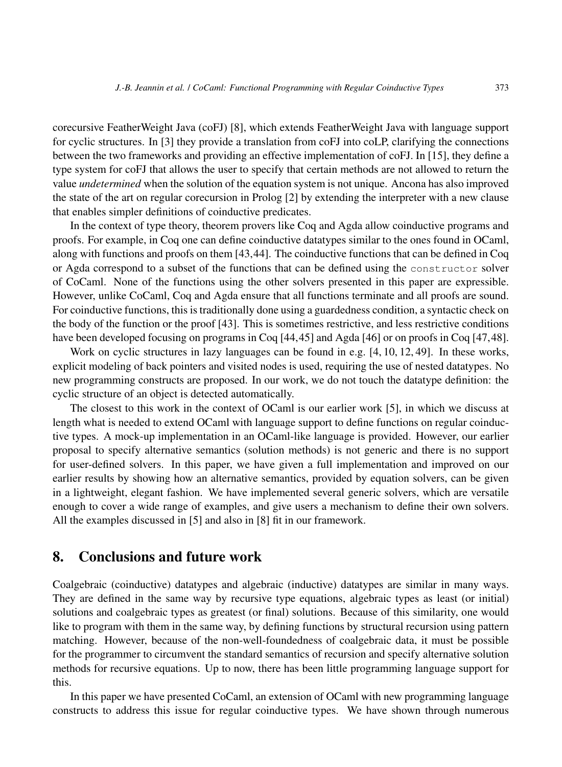corecursive FeatherWeight Java (coFJ) [8], which extends FeatherWeight Java with language support for cyclic structures. In [3] they provide a translation from coFJ into coLP, clarifying the connections between the two frameworks and providing an effective implementation of coFJ. In [15], they define a type system for coFJ that allows the user to specify that certain methods are not allowed to return the value *undetermined* when the solution of the equation system is not unique. Ancona has also improved the state of the art on regular corecursion in Prolog [2] by extending the interpreter with a new clause that enables simpler definitions of coinductive predicates.

In the context of type theory, theorem provers like Coq and Agda allow coinductive programs and proofs. For example, in Coq one can define coinductive datatypes similar to the ones found in OCaml, along with functions and proofs on them [43,44]. The coinductive functions that can be defined in Coq or Agda correspond to a subset of the functions that can be defined using the `constructor` solver of CoCaml. None of the functions using the other solvers presented in this paper are expressible. However, unlike CoCaml, Coq and Agda ensure that all functions terminate and all proofs are sound. For coinductive functions, this is traditionally done using a guardedness condition, a syntactic check on the body of the function or the proof [43]. This is sometimes restrictive, and less restrictive conditions have been developed focusing on programs in Coq [44,45] and Agda [46] or on proofs in Coq [47,48].

Work on cyclic structures in lazy languages can be found in e.g. [4, 10, 12, 49]. In these works, explicit modeling of back pointers and visited nodes is used, requiring the use of nested datatypes. No new programming constructs are proposed. In our work, we do not touch the datatype definition: the cyclic structure of an object is detected automatically.

The closest to this work in the context of OCaml is our earlier work [5], in which we discuss at length what is needed to extend OCaml with language support to define functions on regular coinductive types. A mock-up implementation in an OCaml-like language is provided. However, our earlier proposal to specify alternative semantics (solution methods) is not generic and there is no support for user-defined solvers. In this paper, we have given a full implementation and improved on our earlier results by showing how an alternative semantics, provided by equation solvers, can be given in a lightweight, elegant fashion. We have implemented several generic solvers, which are versatile enough to cover a wide range of examples, and give users a mechanism to define their own solvers. All the examples discussed in [5] and also in [8] fit in our framework.

## 8. Conclusions and future work

Coalgebraic (coinductive) datatypes and algebraic (inductive) datatypes are similar in many ways. They are defined in the same way by recursive type equations, algebraic types as least (or initial) solutions and coalgebraic types as greatest (or final) solutions. Because of this similarity, one would like to program with them in the same way, by defining functions by structural recursion using pattern matching. However, because of the non-well-foundedness of coalgebraic data, it must be possible for the programmer to circumvent the standard semantics of recursion and specify alternative solution methods for recursive equations. Up to now, there has been little programming language support for this.

In this paper we have presented CoCaml, an extension of OCaml with new programming language constructs to address this issue for regular coinductive types. We have shown through numerous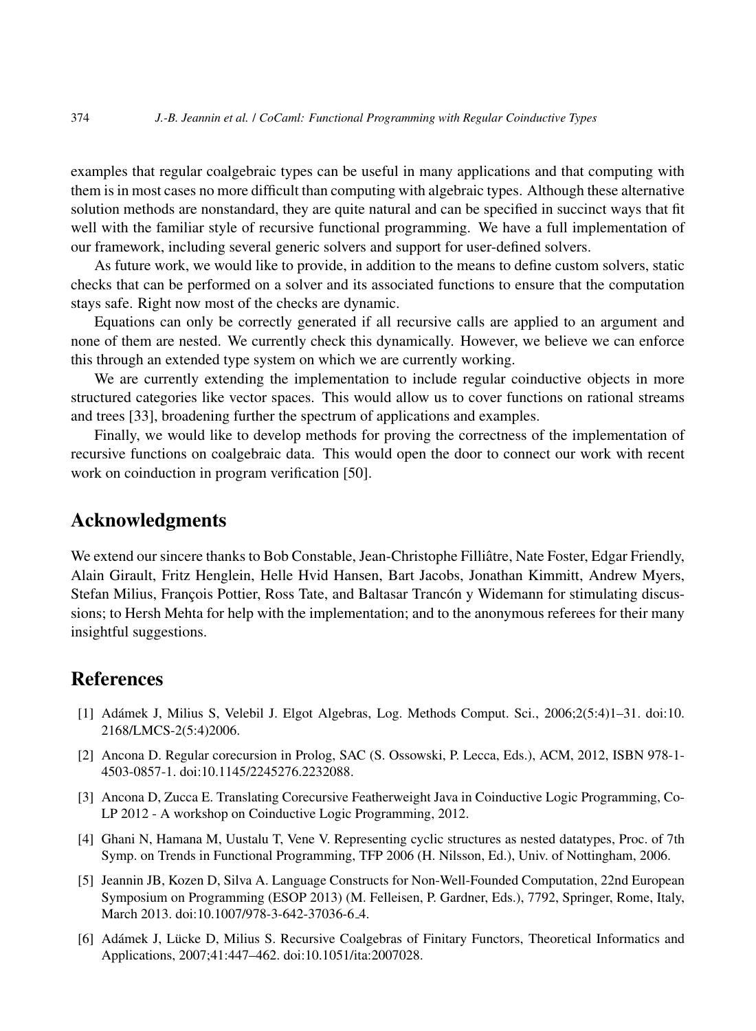examples that regular coalgebraic types can be useful in many applications and that computing with them is in most cases no more difficult than computing with algebraic types. Although these alternative solution methods are nonstandard, they are quite natural and can be specified in succinct ways that fit well with the familiar style of recursive functional programming. We have a full implementation of our framework, including several generic solvers and support for user-defined solvers.

As future work, we would like to provide, in addition to the means to define custom solvers, static checks that can be performed on a solver and its associated functions to ensure that the computation stays safe. Right now most of the checks are dynamic.

Equations can only be correctly generated if all recursive calls are applied to an argument and none of them are nested. We currently check this dynamically. However, we believe we can enforce this through an extended type system on which we are currently working.

We are currently extending the implementation to include regular coinductive objects in more structured categories like vector spaces. This would allow us to cover functions on rational streams and trees [33], broadening further the spectrum of applications and examples.

Finally, we would like to develop methods for proving the correctness of the implementation of recursive functions on coalgebraic data. This would open the door to connect our work with recent work on coinduction in program verification [50].

## Acknowledgments

We extend our sincere thanks to Bob Constable, Jean-Christophe Filliâtre, Nate Foster, Edgar Friendly, Alain Girault, Fritz Henglein, Helle Hvid Hansen, Bart Jacobs, Jonathan Kimmitt, Andrew Myers, Stefan Milius, François Pottier, Ross Tate, and Baltasar Trancón y Widemann for stimulating discussions; to Hersh Mehta for help with the implementation; and to the anonymous referees for their many insightful suggestions.

## References

[1] Adámek J, Milius S, Velebil J. Elgot Algebras, Log. Methods Comput. Sci., 2006;2(5:4)1–31. doi:10.2168/LMCS-2(5:4)2006.

[2] Ancona D. Regular corecursion in Prolog, SAC (S. Ossowski, P. Lecca, Eds.), ACM, 2012, ISBN 978-1-4503-0857-1. doi:10.1145/2245276.2232088.

[3] Ancona D, Zucca E. Translating Corecursive Featherweight Java in Coinductive Logic Programming, Co-LP 2012 - A workshop on Coinductive Logic Programming, 2012.

[4] Ghani N, Hamana M, Uustalu T, Vene V. Representing cyclic structures as nested datatypes, Proc. of 7th Symp. on Trends in Functional Programming, TFP 2006 (H. Nilsson, Ed.), Univ. of Nottingham, 2006.

[5] Jeannin JB, Kozen D, Silva A. Language Constructs for Non-Well-Founded Computation, 22nd European Symposium on Programming (ESOP 2013) (M. Felleisen, P. Gardner, Eds.), 7792, Springer, Rome, Italy, March 2013. doi:10.1007/978-3-642-37036-6_4.

[6] Adámek J, Lücke D, Milius S. Recursive Coalgebras of Finitary Functors, Theoretical Informatics and Applications, 2007;41:447–462. doi:10.1051/ita:2007028.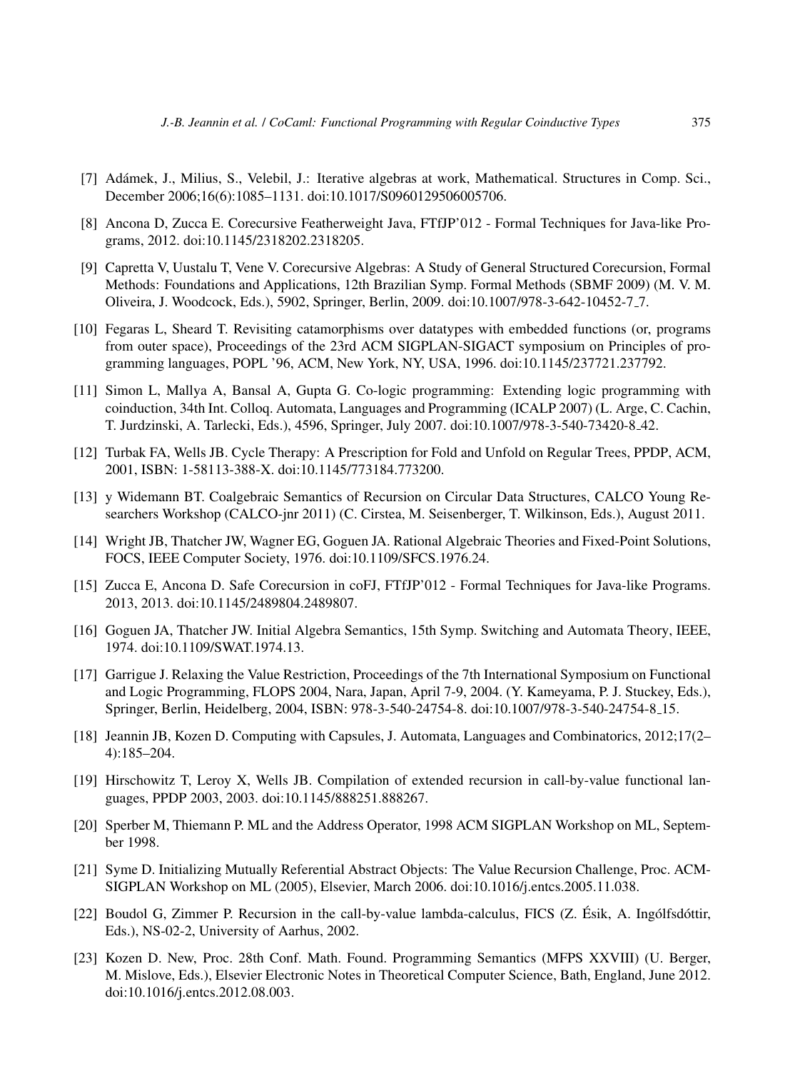[7] Adámek, J., Milius, S., Velebil, J.: Iterative algebras at work, Mathematical. Structures in Comp. Sci., December 2006;16(6):1085–1131. doi:10.1017/S0960129506005706.

[8] Ancona D, Zucca E. Corecursive Featherweight Java, FTfJP'012 - Formal Techniques for Java-like Programs, 2012. doi:10.1145/2318202.2318205.

[9] Capretta V, Uustalu T, Vene V. Corecursive Algebras: A Study of General Structured Corecursion, Formal Methods: Foundations and Applications, 12th Brazilian Symp. Formal Methods (SBMF 2009) (M. V. M. Oliveira, J. Woodcock, Eds.), 5902, Springer, Berlin, 2009. doi:10.1007/978-3-642-10452-7_7.

[10] Fegaras L, Sheard T. Revisiting catamorphisms over datatypes with embedded functions (or, programs from outer space), Proceedings of the 23rd ACM SIGPLAN-SIGACT symposium on Principles of programming languages, POPL '96, ACM, New York, NY, USA, 1996. doi:10.1145/237721.237792.

[11] Simon L, Mallya A, Bansal A, Gupta G. Co-logic programming: Extending logic programming with coinduction, 34th Int. Colloq. Automata, Languages and Programming (ICALP 2007) (L. Arge, C. Cachin, T. Jurdzinski, A. Tarlecki, Eds.), 4596, Springer, July 2007. doi:10.1007/978-3-540-73420-8_42.

[12] Turbak FA, Wells JB. Cycle Therapy: A Prescription for Fold and Unfold on Regular Trees, PPDP, ACM, 2001, ISBN: 1-58113-388-X. doi:10.1145/773184.773200.

[13] y Widemann BT. Coalgebraic Semantics of Recursion on Circular Data Structures, CALCO Young Researchers Workshop (CALCO-jnr 2011) (C. Cirstea, M. Seisenberger, T. Wilkinson, Eds.), August 2011.

[14] Wright JB, Thatcher JW, Wagner EG, Goguen JA. Rational Algebraic Theories and Fixed-Point Solutions, FOCS, IEEE Computer Society, 1976. doi:10.1109/SFCS.1976.24.

[15] Zucca E, Ancona D. Safe Corecursion in coFJ, FTfJP'012 - Formal Techniques for Java-like Programs. 2013, 2013. doi:10.1145/2489804.2489807.

[16] Goguen JA, Thatcher JW. Initial Algebra Semantics, 15th Symp. Switching and Automata Theory, IEEE, 1974. doi:10.1109/SWAT.1974.13.

[17] Garrigue J. Relaxing the Value Restriction, Proceedings of the 7th International Symposium on Functional and Logic Programming, FLOPS 2004, Nara, Japan, April 7-9, 2004. (Y. Kameyama, P. J. Stuckey, Eds.), Springer, Berlin, Heidelberg, 2004, ISBN: 978-3-540-24754-8. doi:10.1007/978-3-540-24754-8_15.

[18] Jeannin JB, Kozen D. Computing with Capsules, J. Automata, Languages and Combinatorics, 2012;17(2–4):185–204.

[19] Hirschowitz T, Leroy X, Wells JB. Compilation of extended recursion in call-by-value functional languages, PPDP 2003, 2003. doi:10.1145/888251.888267.

[20] Sperber M, Thiemann P. ML and the Address Operator, 1998 ACM SIGPLAN Workshop on ML, September 1998.

[21] Syme D. Initializing Mutually Referential Abstract Objects: The Value Recursion Challenge, Proc. ACM-SIGPLAN Workshop on ML (2005), Elsevier, March 2006. doi:10.1016/j.entcs.2005.11.038.

[22] Boudol G, Zimmer P. Recursion in the call-by-value lambda-calculus, FICS (Z. Ésik, A. Ingólfsdóttir, Eds.), NS-02-2, University of Aarhus, 2002.

[23] Kozen D. New, Proc. 28th Conf. Math. Found. Programming Semantics (MFPS XXVIII) (U. Berger, M. Mislove, Eds.), Elsevier Electronic Notes in Theoretical Computer Science, Bath, England, June 2012. doi:10.1016/j.entcs.2012.08.003.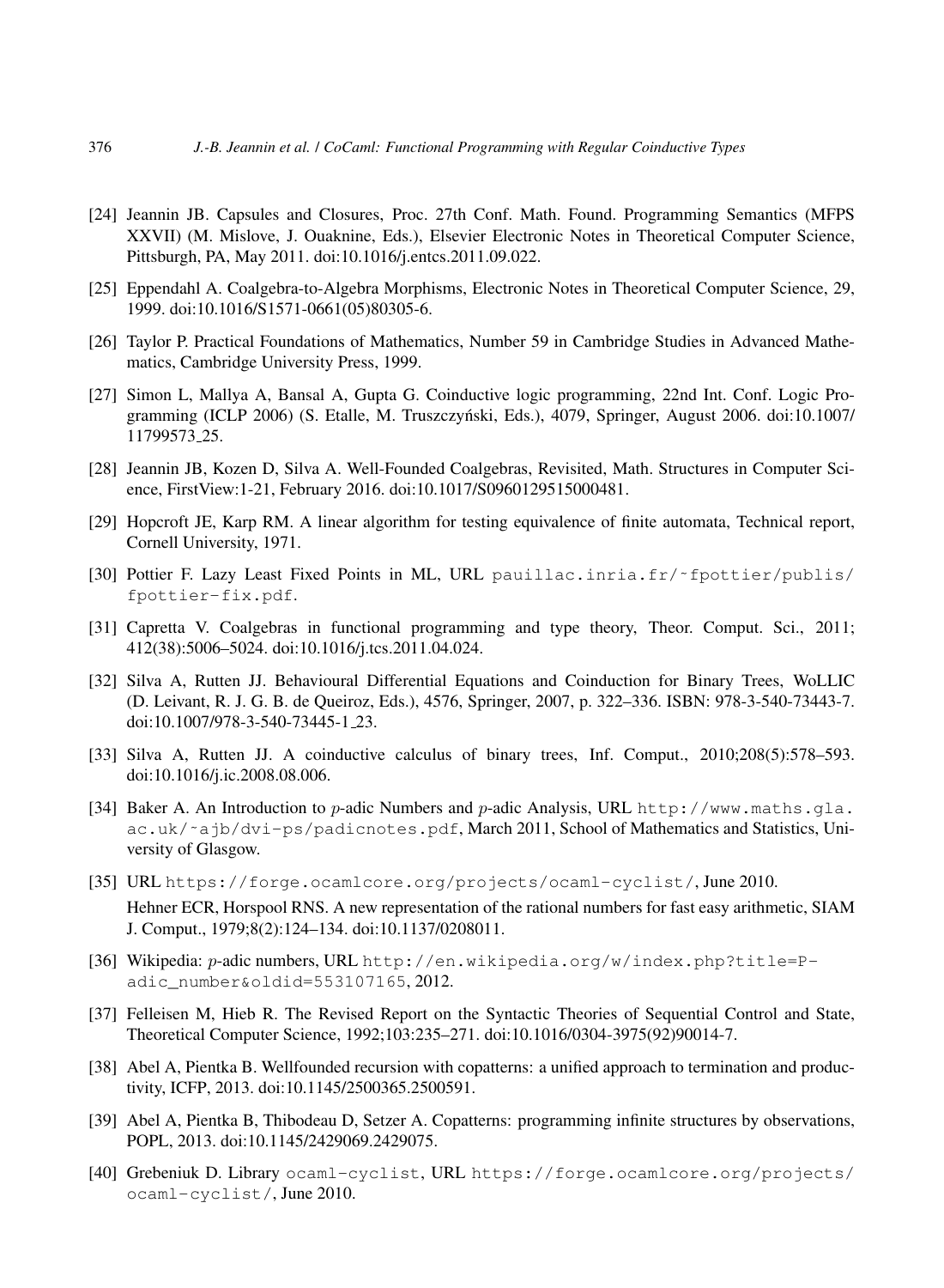[24] Jeannin JB. Capsules and Closures, Proc. 27th Conf. Math. Found. Programming Semantics (MFPS XXVII) (M. Mislove, J. Ouaknine, Eds.), Elsevier Electronic Notes in Theoretical Computer Science, Pittsburgh, PA, May 2011. doi:10.1016/j.entcs.2011.09.022.

[25] Eppendahl A. Coalgebra-to-Algebra Morphisms, Electronic Notes in Theoretical Computer Science, 29, 1999. doi:10.1016/S1571-0661(05)80305-6.

[26] Taylor P. Practical Foundations of Mathematics, Number 59 in Cambridge Studies in Advanced Mathematics, Cambridge University Press, 1999.

[27] Simon L, Mallya A, Bansal A, Gupta G. Coinductive logic programming, 22nd Int. Conf. Logic Programming (ICLP 2006) (S. Etalle, M. Truszczyński, Eds.), 4079, Springer, August 2006. doi:10.1007/11799573_25.

[28] Jeannin JB, Kozen D, Silva A. Well-Founded Coalgebras, Revisited, Math. Structures in Computer Science, FirstView:1-21, February 2016. doi:10.1017/S0960129515000481.

[29] Hopcroft JE, Karp RM. A linear algorithm for testing equivalence of finite automata, Technical report, Cornell University, 1971.

[30] Pottier F. Lazy Least Fixed Points in ML, URL pauillac.inria.fr/~fpottier/publis/fpottier-fix.pdf.

[31] Capretta V. Coalgebras in functional programming and type theory, Theor. Comput. Sci., 2011; 412(38):5006–5024. doi:10.1016/j.tcs.2011.04.024.

[32] Silva A, Rutten JJ. Behavioural Differential Equations and Coinduction for Binary Trees, WoLLIC (D. Leivant, R. J. G. B. de Queiroz, Eds.), 4576, Springer, 2007, p. 322–336. ISBN: 978-3-540-73443-7. doi:10.1007/978-3-540-73445-1_23.

[33] Silva A, Rutten JJ. A coinductive calculus of binary trees, Inf. Comput., 2010;208(5):578–593. doi:10.1016/j.ic.2008.08.006.

[34] Baker A. An Introduction to $p$-adic Numbers and $p$-adic Analysis, URL http://www.maths.gla.ac.uk/~ajb/dvi-ps/padicnotes.pdf, March 2011, School of Mathematics and Statistics, University of Glasgow.

[35] URL https://forge.ocamlcore.org/projects/ocaml-cyclist/, June 2010.
Hehner ECR, Horspool RNS. A new representation of the rational numbers for fast easy arithmetic, SIAM J. Comput., 1979;8(2):124–134. doi:10.1137/0208011.

[36] Wikipedia: $p$-adic numbers, URL http://en.wikipedia.org/w/index.php?title=P-adic_number&oldid=553107165, 2012.

[37] Felleisen M, Hieb R. The Revised Report on the Syntactic Theories of Sequential Control and State, Theoretical Computer Science, 1992;103:235–271. doi:10.1016/0304-3975(92)90014-7.

[38] Abel A, Pientka B. Wellfounded recursion with copatterns: a unified approach to termination and productivity, ICFP, 2013. doi:10.1145/2500365.2500591.

[39] Abel A, Pientka B, Thibodeau D, Setzer A. Copatterns: programming infinite structures by observations, POPL, 2013. doi:10.1145/2429069.2429075.

[40] Grebeniuk D. Library ocaml-cyclist, URL https://forge.ocamlcore.org/projects/ocaml-cyclist/, June 2010.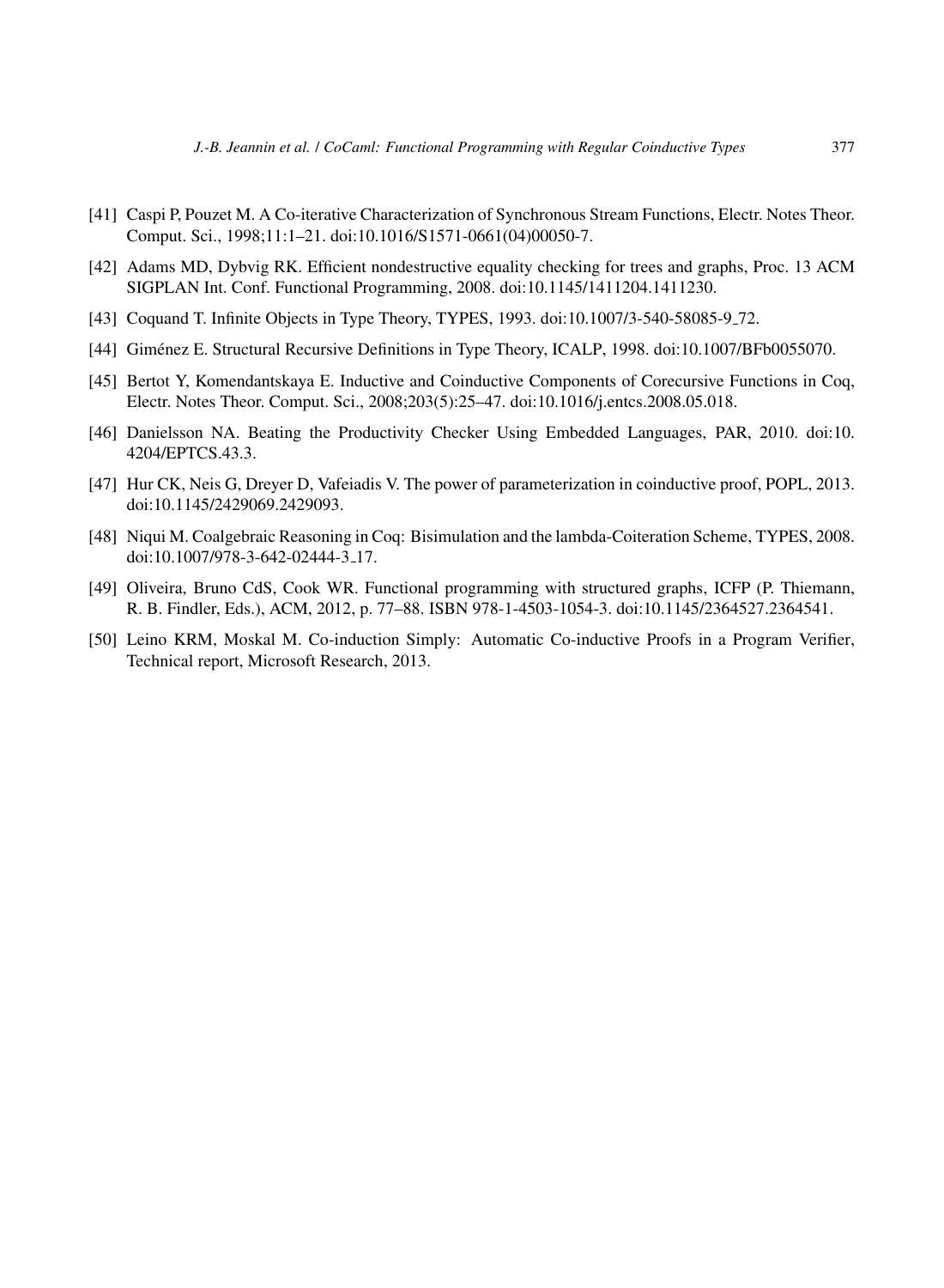[41] Caspi P, Pouzet M. A Co-iterative Characterization of Synchronous Stream Functions, Electr. Notes Theor. Comput. Sci., 1998;11:1–21. doi:10.1016/S1571-0661(04)00050-7.

[42] Adams MD, Dybvig RK. Efficient nondestructive equality checking for trees and graphs, Proc. 13 ACM SIGPLAN Int. Conf. Functional Programming, 2008. doi:10.1145/1411204.1411230.

[43] Coquand T. Infinite Objects in Type Theory, TYPES, 1993. doi:10.1007/3-540-58085-9_72.

[44] Giménez E. Structural Recursive Definitions in Type Theory, ICALP, 1998. doi:10.1007/BFb0055070.

[45] Bertot Y, Komendantskaya E. Inductive and Coinductive Components of Corecursive Functions in Coq, Electr. Notes Theor. Comput. Sci., 2008;203(5):25–47. doi:10.1016/j.entcs.2008.05.018.

[46] Danielsson NA. Beating the Productivity Checker Using Embedded Languages, PAR, 2010. doi:10.4204/EPTCS.43.3.

[47] Hur CK, Neis G, Dreyer D, Vafeiadis V. The power of parameterization in coinductive proof, POPL, 2013. doi:10.1145/2429069.2429093.

[48] Niqui M. Coalgebraic Reasoning in Coq: Bisimulation and the lambda-Coiteration Scheme, TYPES, 2008. doi:10.1007/978-3-642-02444-3_17.

[49] Oliveira, Bruno CdS, Cook WR. Functional programming with structured graphs, ICFP (P. Thiemann, R. B. Findler, Eds.), ACM, 2012, p. 77–88. ISBN 978-1-4503-1054-3. doi:10.1145/2364527.2364541.

[50] Leino KRM, Moskal M. Co-induction Simply: Automatic Co-inductive Proofs in a Program Verifier, Technical report, Microsoft Research, 2013.